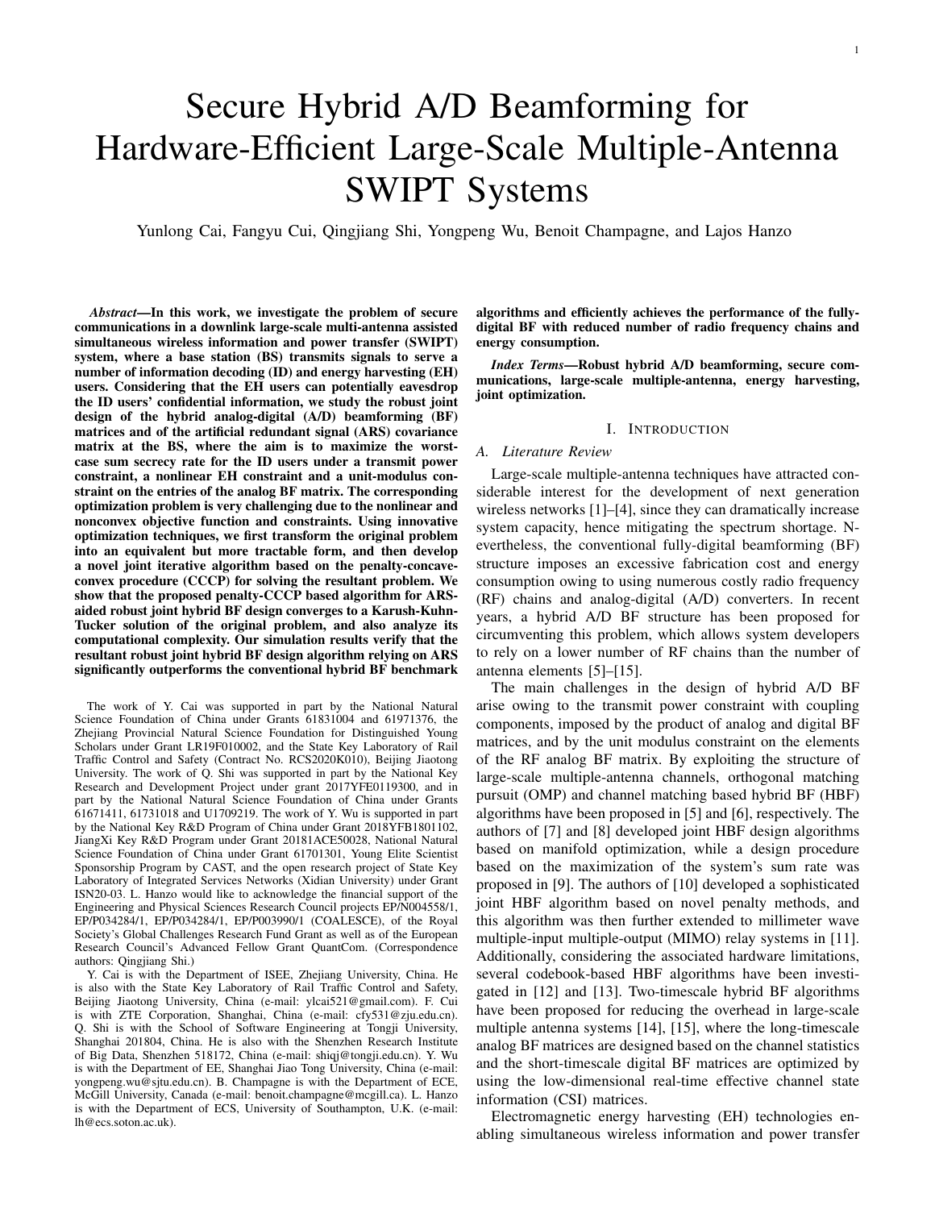# Secure Hybrid A/D Beamforming for Hardware-Efficient Large-Scale Multiple-Antenna SWIPT Systems

Yunlong Cai, Fangyu Cui, Qingjiang Shi, Yongpeng Wu, Benoit Champagne, and Lajos Hanzo

***Abstract*—In this work, we investigate the problem of secure communications in a downlink large-scale multi-antenna assisted simultaneous wireless information and power transfer (SWIPT) system, where a base station (BS) transmits signals to serve a number of information decoding (ID) and energy harvesting (EH) users. Considering that the EH users can potentially eavesdrop the ID users' confidential information, we study the robust joint design of the hybrid analog-digital (A/D) beamforming (BF) matrices and of the artificial redundant signal (ARS) covariance matrix at the BS, where the aim is to maximize the worst-case sum secrecy rate for the ID users under a transmit power constraint, a nonlinear EH constraint and a unit-modulus constraint on the entries of the analog BF matrix. The corresponding optimization problem is very challenging due to the nonlinear and nonconvex objective function and constraints. Using innovative optimization techniques, we first transform the original problem into an equivalent but more tractable form, and then develop a novel joint iterative algorithm based on the penalty-concave-convex procedure (CCCP) for solving the resultant problem. We show that the proposed penalty-CCCP based algorithm for ARS-aided robust joint hybrid BF design converges to a Karush-Kuhn-Tucker solution of the original problem, and also analyze its computational complexity. Our simulation results verify that the resultant robust joint hybrid BF design algorithm relying on ARS significantly outperforms the conventional hybrid BF benchmark algorithms and efficiently achieves the performance of the fully-digital BF with reduced number of radio frequency chains and energy consumption.**

***Index Terms*—Robust hybrid A/D beamforming, secure communications, large-scale multiple-antenna, energy harvesting, joint optimization.**

The work of Y. Cai was supported in part by the National Natural Science Foundation of China under Grants 61831004 and 61971376, the Zhejiang Provincial Natural Science Foundation for Distinguished Young Scholars under Grant LR19F010002, and the State Key Laboratory of Rail Traffic Control and Safety (Contract No. RCS2020K010), Beijing Jiaotong University. The work of Q. Shi was supported in part by the National Key Research and Development Project under grant 2017YFE0119300, and in part by the National Natural Science Foundation of China under Grants 61671411, 61731018 and U1709219. The work of Y. Wu is supported in part by the National Key R&D Program of China under Grant 2018YFB1801102, JiangXi Key R&D Program under Grant 20181ACE50028, National Nature Science Foundation of China under Grant 61701301, Young Elite Scientist Sponsorship Program by CAST, and the open research project of State Key Laboratory of Integrated Services Networks (Xidian University) under Grant ISN20-03. L. Hanzo would like to acknowledge the financial support of the Engineering and Physical Sciences Research Council projects EP/N004558/1, EP/P034284/1, EP/P034284/1, EP/P003990/1 (COALESCE), of the Royal Society's Global Challenges Research Fund Grant as well as of the European Research Council's Advanced Fellow Grant QuantCom. (Correspondence authors: Qingjiang Shi.)

Y. Cai is with the Department of ISEE, Zhejiang University, China. He is also with the State Key Laboratory of Rail Traffic Control and Safety, Beijing Jiaotong University, China (e-mail: ylcai521@gmail.com). F. Cui is with ZTE Corporation, Shanghai, China (e-mail: cfy531@zju.edu.cn). Q. Shi is with the School of Software Engineering at Tongji University, Shanghai 201804, China. He is also with the Shenzhen Research Institute of Big Data, Shenzhen 518172, China (e-mail: shiqj@tongji.edu.cn). Y. Wu is with the Department of EE, Shanghai Jiao Tong University, China (e-mail: yongpeng.wu@sjtu.edu.cn). B. Champagne is with the Department of ECE, McGill University, Canada (e-mail: benoit.champagne@mcgill.ca). L. Hanzo is with the Department of ECS, University of Southampton, U.K. (e-mail: lh@ecs.soton.ac.uk).

## I. Introduction

### *A. Literature Review*

Large-scale multiple-antenna techniques have attracted considerable interest for the development of next generation wireless networks [1]–[4], since they can dramatically increase system capacity, hence mitigating the spectrum shortage. Nevertheless, the conventional fully-digital beamforming (BF) structure imposes an excessive fabrication cost and energy consumption owing to using numerous costly radio frequency (RF) chains and analog-digital (A/D) converters. In recent years, a hybrid A/D BF structure has been proposed for circumventing this problem, which allows system developers to rely on a lower number of RF chains than the number of antenna elements [5]–[15].

The main challenges in the design of hybrid A/D BF arise owing to the transmit power constraint with coupling components, imposed by the product of analog and digital BF matrices, and by the unit modulus constraint on the elements of the RF analog BF matrix. By exploiting the structure of large-scale multiple-antenna channels, orthogonal matching pursuit (OMP) and channel matching based hybrid BF (HBF) algorithms have been proposed in [5] and [6], respectively. The authors of [7] and [8] developed joint HBF design algorithms based on manifold optimization, while a design procedure based on the maximization of the system's sum rate was proposed in [9]. The authors of [10] developed a sophisticated joint HBF algorithm based on novel penalty methods, and this algorithm was then further extended to millimeter wave multiple-input multiple-output (MIMO) relay systems in [11]. Additionally, considering the associated hardware limitations, several codebook-based HBF algorithms have been investigated in [12] and [13]. Two-timescale hybrid BF algorithms have been proposed for reducing the overhead in large-scale multiple antenna systems [14], [15], where the long-timescale analog BF matrices are designed based on the channel statistics and the short-timescale digital BF matrices are optimized by using the low-dimensional real-time effective channel state information (CSI) matrices.

Electromagnetic energy harvesting (EH) technologies enabling simultaneous wireless information and power transfer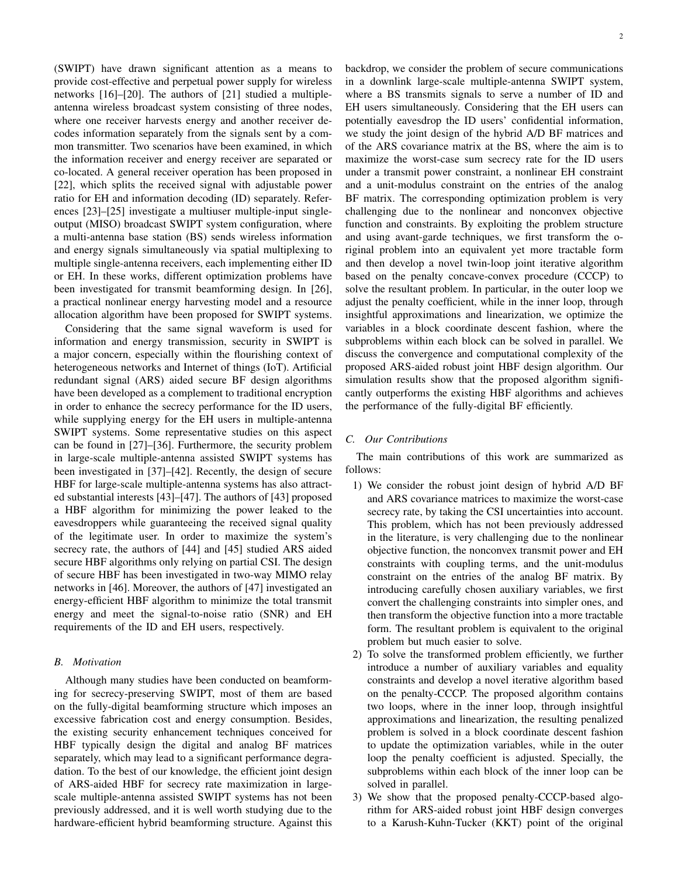(SWIPT) have drawn significant attention as a means to provide cost-effective and perpetual power supply for wireless networks [16]–[20]. The authors of [21] studied a multiple-antenna wireless broadcast system consisting of three nodes, where one receiver harvests energy and another receiver decodes information separately from the signals sent by a common transmitter. Two scenarios have been examined, in which the information receiver and energy receiver are separated or co-located. A general receiver operation has been proposed in [22], which splits the received signal with adjustable power ratio for EH and information decoding (ID) separately. References [23]–[25] investigate a multiuser multiple-input single-output (MISO) broadcast SWIPT system configuration, where a multi-antenna base station (BS) sends wireless information and energy signals simultaneously via spatial multiplexing to multiple single-antenna receivers, each implementing either ID or EH. In these works, different optimization problems have been investigated for transmit beamforming design. In [26], a practical nonlinear energy harvesting model and a resource allocation algorithm have been proposed for SWIPT systems.

Considering that the same signal waveform is used for information and energy transmission, security in SWIPT is a major concern, especially within the flourishing context of heterogeneous networks and Internet of things (IoT). Artificial redundant signal (ARS) aided secure BF design algorithms have been developed as a complement to traditional encryption in order to enhance the secrecy performance for the ID users, while supplying energy for the EH users in multiple-antenna SWIPT systems. Some representative studies on this aspect can be found in [27]–[36]. Furthermore, the security problem in large-scale multiple-antenna assisted SWIPT systems has been investigated in [37]–[42]. Recently, the design of secure HBF for large-scale multiple-antenna systems has also attracted substantial interests [43]–[47]. The authors of [43] proposed a HBF algorithm for minimizing the power leaked to the eavesdroppers while guaranteeing the received signal quality of the legitimate user. In order to maximize the system's secrecy rate, the authors of [44] and [45] studied ARS aided secure HBF algorithms only relying on partial CSI. The design of secure HBF has been investigated in two-way MIMO relay networks in [46]. Moreover, the authors of [47] investigated an energy-efficient HBF algorithm to minimize the total transmit energy and meet the signal-to-noise ratio (SNR) and EH requirements of the ID and EH users, respectively.

### *B. Motivation*

Although many studies have been conducted on beamforming for secrecy-preserving SWIPT, most of them are based on the fully-digital beamforming structure which imposes an excessive fabrication cost and energy consumption. Besides, the existing security enhancement techniques conceived for HBF typically design the digital and analog BF matrices separately, which may lead to a significant performance degradation. To the best of our knowledge, the efficient joint design of ARS-aided HBF for secrecy rate maximization in large-scale multiple-antenna assisted SWIPT systems has not been previously addressed, and it is well worth studying due to the hardware-efficient hybrid beamforming structure. Against this backdrop, we consider the problem of secure communications in a downlink large-scale multiple-antenna SWIPT system, where a BS transmits signals to serve a number of ID and EH users simultaneously. Considering that the EH users can potentially eavesdrop the ID users' confidential information, we study the joint design of the hybrid A/D BF matrices and of the ARS covariance matrix at the BS, where the aim is to maximize the worst-case sum secrecy rate for the ID users under a transmit power constraint, a nonlinear EH constraint and a unit-modulus constraint on the entries of the analog BF matrix. The corresponding optimization problem is very challenging due to the nonlinear and nonconvex objective function and constraints. By exploiting the problem structure and using avant-garde techniques, we first transform the original problem into an equivalent yet more tractable form and then develop a novel twin-loop joint iterative algorithm based on the penalty concave-convex procedure (CCCP) to solve the resultant problem. In particular, in the outer loop we adjust the penalty coefficient, while in the inner loop, through insightful approximations and linearization, we optimize the variables in a block coordinate descent fashion, where the subproblems within each block can be solved in parallel. We discuss the convergence and computational complexity of the proposed ARS-aided robust joint HBF design algorithm. Our simulation results show that the proposed algorithm significantly outperforms the existing HBF algorithms and achieves the performance of the fully-digital BF efficiently.

### *C. Our Contributions*

The main contributions of this work are summarized as follows:

1) We consider the robust joint design of hybrid A/D BF and ARS covariance matrices to maximize the worst-case secrecy rate, by taking the CSI uncertainties into account. This problem, which has not been previously addressed in the literature, is very challenging due to the nonlinear objective function, the nonconvex transmit power and EH constraints with coupling terms, and the unit-modulus constraint on the entries of the analog BF matrix. By introducing carefully chosen auxiliary variables, we first convert the challenging constraints into simpler ones, and then transform the objective function into a more tractable form. The resultant problem is equivalent to the original problem but much easier to solve.
2) To solve the transformed problem efficiently, we further introduce a number of auxiliary variables and equality constraints and develop a novel iterative algorithm based on the penalty-CCCP. The proposed algorithm contains two loops, where in the inner loop, through insightful approximations and linearization, the resulting penalized problem is solved in a block coordinate descent fashion to update the optimization variables, while in the outer loop the penalty coefficient is adjusted. Specially, the subproblems within each block of the inner loop can be solved in parallel.
3) We show that the proposed penalty-CCCP-based algorithm for ARS-aided robust joint HBF design converges to a Karush-Kuhn-Tucker (KKT) point of the original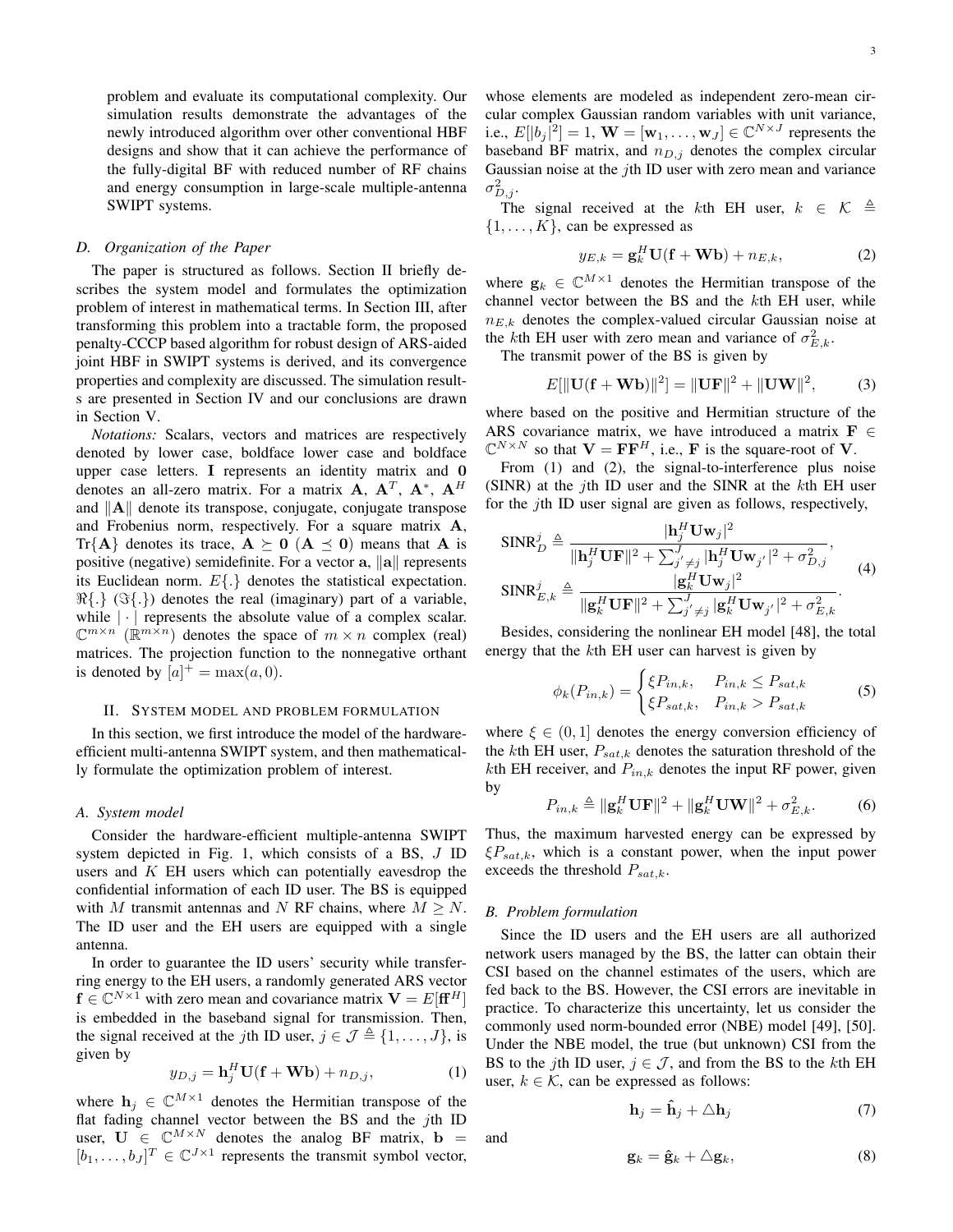problem and evaluate its computational complexity. Our simulation results demonstrate the advantages of the newly introduced algorithm over other conventional HBF designs and show that it can achieve the performance of the fully-digital BF with reduced number of RF chains and energy consumption in large-scale multiple-antenna SWIPT systems.

### D. Organization of the Paper

The paper is structured as follows. Section II briefly describes the system model and formulates the optimization problem of interest in mathematical terms. In Section III, after transforming this problem into a tractable form, the proposed penalty-CCCP based algorithm for robust design of ARS-aided joint HBF in SWIPT systems is derived, and its convergence properties and complexity are discussed. The simulation results are presented in Section IV and our conclusions are drawn in Section V.

*Notations:* Scalars, vectors and matrices are respectively denoted by lower case, boldface lower case and boldface upper case letters. $\mathbf{I}$ represents an identity matrix and $\mathbf{0}$ denotes an all-zero matrix. For a matrix $\mathbf{A}$, $\mathbf{A}^T$, $\mathbf{A}^*$, $\mathbf{A}^H$ and $\|\mathbf{A}\|$ denote its transpose, conjugate, conjugate transpose and Frobenius norm, respectively. For a square matrix $\mathbf{A}$, $\text{Tr}\{\mathbf{A}\}$ denotes its trace, $\mathbf{A} \succeq \mathbf{0}$ ($\mathbf{A} \preceq \mathbf{0}$) means that $\mathbf{A}$ is positive (negative) semidefinite. For a vector $\mathbf{a}$, $\|\mathbf{a}\|$ represents its Euclidean norm. $E\{.\}$ denotes the statistical expectation. $\Re\{.\}$ ($\Im\{.\}$) denotes the real (imaginary) part of a variable, while $|\cdot|$ represents the absolute value of a complex scalar. $\mathbb{C}^{m\times n}$ ($\mathbb{R}^{m\times n}$) denotes the space of $m\times n$ complex (real) matrices. The projection function to the nonnegative orthant is denoted by $[a]^+ = \max(a, 0)$.

## II. System model and problem formulation

In this section, we first introduce the model of the hardware-efficient multi-antenna SWIPT system, and then mathematically formulate the optimization problem of interest.

### A. System model

Consider the hardware-efficient multiple-antenna SWIPT system depicted in Fig. 1, which consists of a BS, $J$ ID users and $K$ EH users which can potentially eavesdrop the confidential information of each ID user. The BS is equipped with $M$ transmit antennas and $N$ RF chains, where $M \geq N$. The ID user and the EH users are equipped with a single antenna.

In order to guarantee the ID users' security while transferring energy to the EH users, a randomly generated ARS vector $\mathbf{f} \in \mathbb{C}^{N\times 1}$ with zero mean and covariance matrix $\mathbf{V} = E[\mathbf{f}\mathbf{f}^H]$ is embedded in the baseband signal for transmission. Then, the signal received at the $j$th ID user, $j \in \mathcal{J} \triangleq \{1, \ldots, J\}$, is given by

$$y_{D,j} = \mathbf{h}_j^H \mathbf{U}(\mathbf{f} + \mathbf{W}\mathbf{b}) + n_{D,j}, \tag{1}$$

where $\mathbf{h}_j \in \mathbb{C}^{M\times 1}$ denotes the Hermitian transpose of the flat fading channel vector between the BS and the $j$th ID user, $\mathbf{U} \in \mathbb{C}^{M\times N}$ denotes the analog BF matrix, $\mathbf{b} = [b_1, \ldots, b_J]^T \in \mathbb{C}^{J\times 1}$ represents the transmit symbol vector, whose elements are modeled as independent zero-mean circular complex Gaussian random variables with unit variance, i.e., $E[|b_j|^2] = 1$, $\mathbf{W} = [\mathbf{w}_1, \ldots, \mathbf{w}_J] \in \mathbb{C}^{N\times J}$ represents the baseband BF matrix, and $n_{D,j}$ denotes the complex circular Gaussian noise at the $j$th ID user with zero mean and variance $\sigma_{D,j}^2$.

The signal received at the $k$th EH user, $k \in \mathcal{K} \triangleq \{1, \ldots, K\}$, can be expressed as

$$y_{E,k} = \mathbf{g}_k^H \mathbf{U}(\mathbf{f} + \mathbf{W}\mathbf{b}) + n_{E,k}, \tag{2}$$

where $\mathbf{g}_k \in \mathbb{C}^{M\times 1}$ denotes the Hermitian transpose of the channel vector between the BS and the $k$th EH user, while $n_{E,k}$ denotes the complex-valued circular Gaussian noise at the $k$th EH user with zero mean and variance of $\sigma_{E,k}^2$.

The transmit power of the BS is given by

$$E[\|\mathbf{U}(\mathbf{f} + \mathbf{W}\mathbf{b})\|^2] = \|\mathbf{U}\mathbf{F}\|^2 + \|\mathbf{U}\mathbf{W}\|^2, \tag{3}$$

where based on the positive and Hermitian structure of the ARS covariance matrix, we have introduced a matrix $\mathbf{F} \in \mathbb{C}^{N\times N}$ so that $\mathbf{V} = \mathbf{F}\mathbf{F}^H$, i.e., $\mathbf{F}$ is the square-root of $\mathbf{V}$.

From (1) and (2), the signal-to-interference plus noise (SINR) at the $j$th ID user and the SINR at the $k$th EH user for the $j$th ID user signal are given as follows, respectively,

$$\begin{aligned}
\text{SINR}_D^j &\triangleq \frac{|\mathbf{h}_j^H \mathbf{U}\mathbf{w}_j|^2}{\|\mathbf{h}_j^H \mathbf{U}\mathbf{F}\|^2 + \sum_{j'\neq j}^{J} |\mathbf{h}_j^H \mathbf{U}\mathbf{w}_{j'}|^2 + \sigma_{D,j}^2}, \\
\text{SINR}_{E,k}^j &\triangleq \frac{|\mathbf{g}_k^H \mathbf{U}\mathbf{w}_j|^2}{\|\mathbf{g}_k^H \mathbf{U}\mathbf{F}\|^2 + \sum_{j'\neq j}^{J} |\mathbf{g}_k^H \mathbf{U}\mathbf{w}_{j'}|^2 + \sigma_{E,k}^2}.
\end{aligned} \tag{4}$$

Besides, considering the nonlinear EH model [48], the total energy that the $k$th EH user can harvest is given by

$$\phi_k(P_{in,k}) = \begin{cases} \xi P_{in,k}, & P_{in,k} \leq P_{sat,k} \\ \xi P_{sat,k}, & P_{in,k} > P_{sat,k} \end{cases} \tag{5}$$

where $\xi \in (0, 1]$ denotes the energy conversion efficiency of the $k$th EH user, $P_{sat,k}$ denotes the saturation threshold of the $k$th EH receiver, and $P_{in,k}$ denotes the input RF power, given by

$$P_{in,k} \triangleq \|\mathbf{g}_k^H \mathbf{U}\mathbf{F}\|^2 + \|\mathbf{g}_k^H \mathbf{U}\mathbf{W}\|^2 + \sigma_{E,k}^2. \tag{6}$$

Thus, the maximum harvested energy can be expressed by $\xi P_{sat,k}$, which is a constant power, when the input power exceeds the threshold $P_{sat,k}$.

### B. Problem formulation

Since the ID users and the EH users are all authorized network users managed by the BS, the latter can obtain their CSI based on the channel estimates of the users, which are fed back to the BS. However, the CSI errors are inevitable in practice. To characterize this uncertainty, let us consider the commonly used norm-bounded error (NBE) model [49], [50]. Under the NBE model, the true (but unknown) CSI from the BS to the $j$th ID user, $j \in \mathcal{J}$, and from the BS to the $k$th EH user, $k \in \mathcal{K}$, can be expressed as follows:

$$\mathbf{h}_j = \hat{\mathbf{h}}_j + \triangle\mathbf{h}_j \tag{7}$$

and

$$\mathbf{g}_k = \hat{\mathbf{g}}_k + \triangle\mathbf{g}_k, \tag{8}$$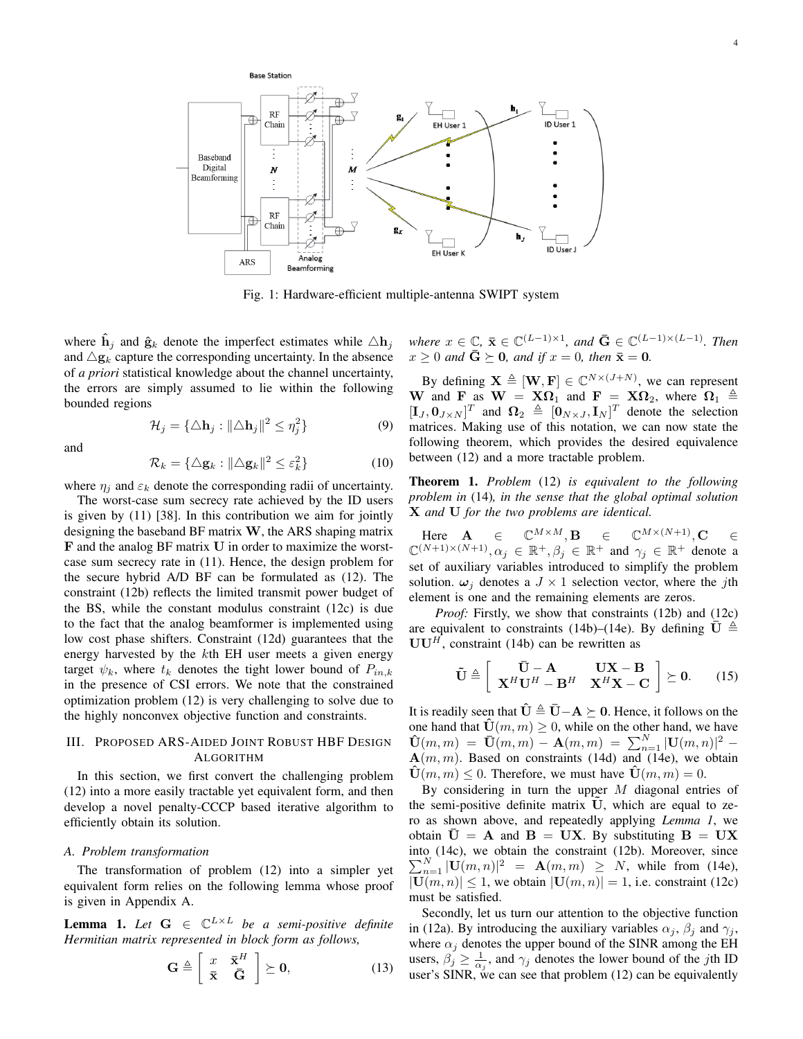Fig. 1: Hardware-efficient multiple-antenna SWIPT system

where $\hat{\mathbf{h}}_j$ and $\hat{\mathbf{g}}_k$ denote the imperfect estimates while $\triangle\mathbf{h}_j$ and $\triangle\mathbf{g}_k$ capture the corresponding uncertainty. In the absence of *a priori* statistical knowledge about the channel uncertainty, the errors are simply assumed to lie within the following bounded regions

$$\mathcal{H}_j = \{\triangle\mathbf{h}_j : \|\triangle\mathbf{h}_j\|^2 \leq \eta_j^2\} \tag{9}$$

and

$$\mathcal{R}_k = \{\triangle\mathbf{g}_k : \|\triangle\mathbf{g}_k\|^2 \leq \varepsilon_k^2\} \tag{10}$$

where $\eta_j$ and $\varepsilon_k$ denote the corresponding radii of uncertainty.

The worst-case sum secrecy rate achieved by the ID users is given by (11) [38]. In this contribution we aim for jointly designing the baseband BF matrix $\mathbf{W}$, the ARS shaping matrix $\mathbf{F}$ and the analog BF matrix $\mathbf{U}$ in order to maximize the worst-case sum secrecy rate in (11). Hence, the design problem for the secure hybrid A/D BF can be formulated as (12). The constraint (12b) reflects the limited transmit power budget of the BS, while the constant modulus constraint (12c) is due to the fact that the analog beamformer is implemented using low cost phase shifters. Constraint (12d) guarantees that the energy harvested by the $k$th EH user meets a given energy target $\psi_k$, where $t_k$ denotes the tight lower bound of $P_{in,k}$ in the presence of CSI errors. We note that the constrained optimization problem (12) is very challenging to solve due to the highly nonconvex objective function and constraints.

## III. Proposed ARS-Aided Joint Robust HBF Design Algorithm

In this section, we first convert the challenging problem (12) into a more easily tractable yet equivalent form, and then develop a novel penalty-CCCP based iterative algorithm to efficiently obtain its solution.

### A. Problem transformation

The transformation of problem (12) into a simpler yet equivalent form relies on the following lemma whose proof is given in Appendix A.

**Lemma 1.** *Let $\mathbf{G} \in \mathbb{C}^{L\times L}$ be a semi-positive definite Hermitian matrix represented in block form as follows,*

$$\mathbf{G} \triangleq \begin{bmatrix} x & \bar{\mathbf{x}}^H \\ \bar{\mathbf{x}} & \bar{\mathbf{G}} \end{bmatrix} \succeq \mathbf{0}, \tag{13}$$

*where $x \in \mathbb{C}$, $\bar{\mathbf{x}} \in \mathbb{C}^{(L-1)\times 1}$, and $\bar{\mathbf{G}} \in \mathbb{C}^{(L-1)\times(L-1)}$. Then $x \geq 0$ and $\bar{\mathbf{G}} \succeq \mathbf{0}$, and if $x = 0$, then $\bar{\mathbf{x}} = \mathbf{0}$.*

By defining $\mathbf{X} \triangleq [\mathbf{W}, \mathbf{F}] \in \mathbb{C}^{N\times(J+N)}$, we can represent $\mathbf{W}$ and $\mathbf{F}$ as $\mathbf{W} = \mathbf{X}\mathbf{\Omega}_1$ and $\mathbf{F} = \mathbf{X}\mathbf{\Omega}_2$, where $\mathbf{\Omega}_1 \triangleq [\mathbf{I}_J, \mathbf{0}_{J\times N}]^T$ and $\mathbf{\Omega}_2 \triangleq [\mathbf{0}_{N\times J}, \mathbf{I}_N]^T$ denote the selection matrices. Making use of this notation, we can now state the following theorem, which provides the desired equivalence between (12) and a more tractable problem.

**Theorem 1.** *Problem (12) is equivalent to the following problem in (14), in the sense that the global optimal solution $\mathbf{X}$ and $\mathbf{U}$ for the two problems are identical.*

Here $\mathbf{A} \in \mathbb{C}^{M\times M}, \mathbf{B} \in \mathbb{C}^{M\times(N+1)}, \mathbf{C} \in \mathbb{C}^{(N+1)\times(N+1)}, \alpha_j \in \mathbb{R}^+, \beta_j \in \mathbb{R}^+$ and $\gamma_j \in \mathbb{R}^+$ denote a set of auxiliary variables introduced to simplify the problem solution. $\boldsymbol{\omega}_j$ denotes a $J \times 1$ selection vector, where the $j$th element is one and the remaining elements are zeros.

*Proof:* Firstly, we show that constraints (12b) and (12c) are equivalent to constraints (14b)–(14e). By defining $\bar{\mathbf{U}} \triangleq \mathbf{U}\mathbf{U}^H$, constraint (14b) can be rewritten as

$$\tilde{\mathbf{U}} \triangleq \begin{bmatrix} \bar{\mathbf{U}} - \mathbf{A} & \mathbf{U}\mathbf{X} - \mathbf{B} \\ \mathbf{X}^H\mathbf{U}^H - \mathbf{B}^H & \mathbf{X}^H\mathbf{X} - \mathbf{C} \end{bmatrix} \succeq \mathbf{0}. \tag{15}$$

It is readily seen that $\hat{\mathbf{U}} \triangleq \bar{\mathbf{U}} - \mathbf{A} \succeq \mathbf{0}$. Hence, it follows on the one hand that $\hat{\mathbf{U}}(m, m) \geq 0$, while on the other hand, we have $\hat{\mathbf{U}}(m, m) = \bar{\mathbf{U}}(m, m) - \mathbf{A}(m, m) = \sum_{n=1}^{N} |\mathbf{U}(m, n)|^2 - \mathbf{A}(m, m)$. Based on constraints (14d) and (14e), we obtain $\hat{\mathbf{U}}(m, m) \leq 0$. Therefore, we must have $\hat{\mathbf{U}}(m, m) = 0$.

By considering in turn the upper $M$ diagonal entries of the semi-positive definite matrix $\tilde{\mathbf{U}}$, which are equal to zero as shown above, and repeatedly applying *Lemma 1*, we obtain $\bar{\mathbf{U}} = \mathbf{A}$ and $\mathbf{B} = \mathbf{U}\mathbf{X}$. By substituting $\mathbf{B} = \mathbf{U}\mathbf{X}$ into (14c), we obtain the constraint (12b). Moreover, since $\sum_{n=1}^{N} |\mathbf{U}(m, n)|^2 = \mathbf{A}(m, m) \geq N$, while from (14e), $|\mathbf{U}(m, n)| \leq 1$, we obtain $|\mathbf{U}(m, n)| = 1$, i.e. constraint (12c) must be satisfied.

Secondly, let us turn our attention to the objective function in (12a). By introducing the auxiliary variables $\alpha_j$, $\beta_j$ and $\gamma_j$, where $\alpha_j$ denotes the upper bound of the SINR among the EH users, $\beta_j \geq \frac{1}{\alpha_j}$, and $\gamma_j$ denotes the lower bound of the $j$th ID user's SINR, we can see that problem (12) can be equivalently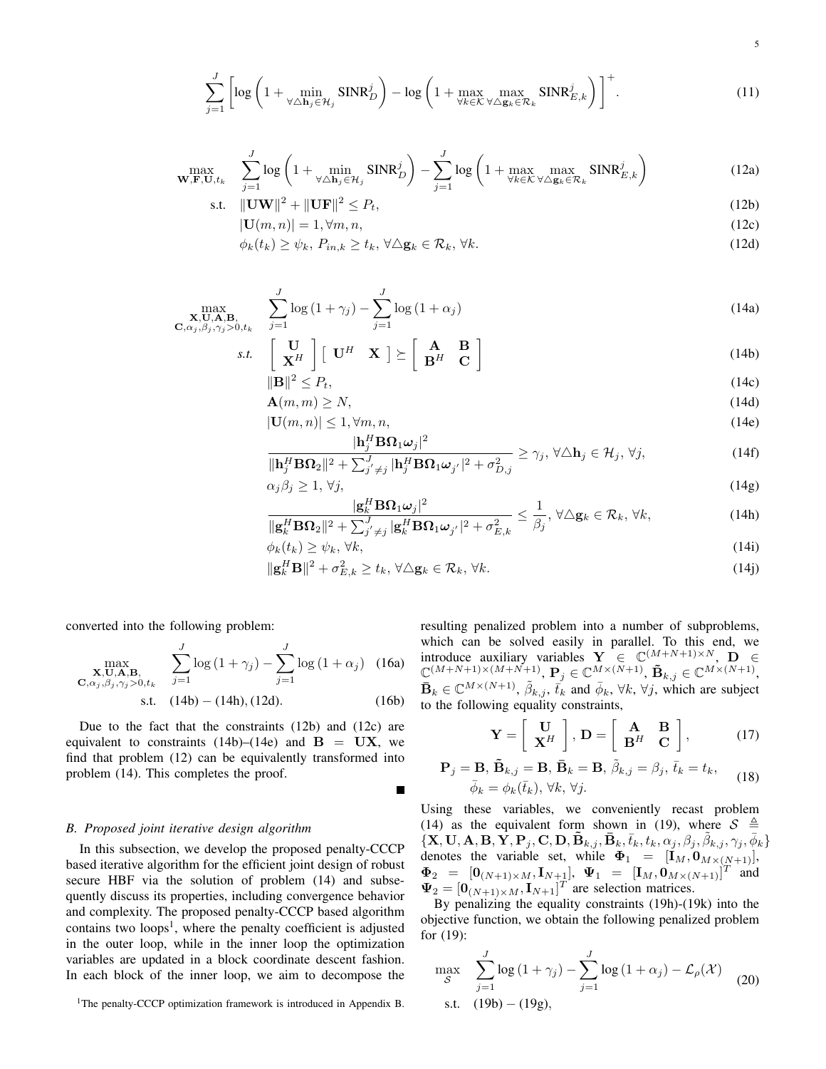$$\sum_{j=1}^{J}\left[\log\left(1+\min_{\forall\triangle\mathbf{h}_j\in\mathcal{H}_j}\mathrm{SINR}_D^j\right)-\log\left(1+\max_{\forall k\in\mathcal{K}}\max_{\forall\triangle\mathbf{g}_k\in\mathcal{R}_k}\mathrm{SINR}_{E,k}^j\right)\right]^+. \tag{11}$$

$$\max_{\mathbf{W},\mathbf{F},\mathbf{U},t_k}\quad \sum_{j=1}^{J}\log\left(1+\min_{\forall\triangle\mathbf{h}_j\in\mathcal{H}_j}\mathrm{SINR}_D^j\right)-\sum_{j=1}^{J}\log\left(1+\max_{\forall k\in\mathcal{K}}\max_{\forall\triangle\mathbf{g}_k\in\mathcal{R}_k}\mathrm{SINR}_{E,k}^j\right) \tag{12a}$$

$$\text{s.t.}\quad \|\mathbf{U}\mathbf{W}\|^2+\|\mathbf{U}\mathbf{F}\|^2\le P_t, \tag{12b}$$

$$|\mathbf{U}(m,n)|=1,\forall m,n, \tag{12c}$$

$$\phi_k(t_k)\ge\psi_k,\ P_{in,k}\ge t_k,\ \forall\triangle\mathbf{g}_k\in\mathcal{R}_k,\ \forall k. \tag{12d}$$

$$\max_{\substack{\mathbf{X},\mathbf{U},\mathbf{A},\mathbf{B},\\ \mathbf{C},\alpha_j,\beta_j,\gamma_j>0,t_k}}\quad \sum_{j=1}^{J}\log\left(1+\gamma_j\right)-\sum_{j=1}^{J}\log\left(1+\alpha_j\right) \tag{14a}$$

$$s.t.\quad \begin{bmatrix}\mathbf{U}\\ \mathbf{X}^H\end{bmatrix}\begin{bmatrix}\mathbf{U}^H & \mathbf{X}\end{bmatrix}\succeq\begin{bmatrix}\mathbf{A} & \mathbf{B}\\ \mathbf{B}^H & \mathbf{C}\end{bmatrix} \tag{14b}$$

$$\|\mathbf{B}\|^2\le P_t, \tag{14c}$$

$$\mathbf{A}(m,m)\ge N, \tag{14d}$$

$$|\mathbf{U}(m,n)|\le 1,\forall m,n, \tag{14e}$$

$$\frac{|\mathbf{h}_j^H\mathbf{B}\boldsymbol{\Omega}_1\boldsymbol{\omega}_j|^2}{\|\mathbf{h}_j^H\mathbf{B}\boldsymbol{\Omega}_2\|^2+\sum_{j'\neq j}^{J}|\mathbf{h}_j^H\mathbf{B}\boldsymbol{\Omega}_1\boldsymbol{\omega}_{j'}|^2+\sigma_{D,j}^2}\ge\gamma_j,\ \forall\triangle\mathbf{h}_j\in\mathcal{H}_j,\ \forall j, \tag{14f}$$

$$\alpha_j\beta_j\ge 1,\ \forall j, \tag{14g}$$

$$\frac{|\mathbf{g}_k^H\mathbf{B}\boldsymbol{\Omega}_1\boldsymbol{\omega}_j|^2}{\|\mathbf{g}_k^H\mathbf{B}\boldsymbol{\Omega}_2\|^2+\sum_{j'\neq j}^{J}|\mathbf{g}_k^H\mathbf{B}\boldsymbol{\Omega}_1\boldsymbol{\omega}_{j'}|^2+\sigma_{E,k}^2}\le\frac{1}{\beta_j},\ \forall\triangle\mathbf{g}_k\in\mathcal{R}_k,\ \forall k, \tag{14h}$$

$$\phi_k(t_k)\ge\psi_k,\ \forall k, \tag{14i}$$

$$\|\mathbf{g}_k^H\mathbf{B}\|^2+\sigma_{E,k}^2\ge t_k,\ \forall\triangle\mathbf{g}_k\in\mathcal{R}_k,\ \forall k. \tag{14j}$$

converted into the following problem:

$$\max_{\substack{\mathbf{X},\mathbf{U},\mathbf{A},\mathbf{B},\\ \mathbf{C},\alpha_j,\beta_j,\gamma_j>0,t_k}}\quad \sum_{j=1}^{J}\log\left(1+\gamma_j\right)-\sum_{j=1}^{J}\log\left(1+\alpha_j\right) \tag{16a}$$

$$\text{s.t.}\quad (14\text{b})-(14\text{h}),(12\text{d}). \tag{16b}$$

Due to the fact that the constraints (12b) and (12c) are equivalent to constraints (14b)–(14e) and $\mathbf{B}=\mathbf{U}\mathbf{X}$, we find that problem (12) can be equivalently transformed into problem (14). This completes the proof. ∎

### B. Proposed joint iterative design algorithm

In this subsection, we develop the proposed penalty-CCCP based iterative algorithm for the efficient joint design of robust secure HBF via the solution of problem (14) and subsequently discuss its properties, including convergence behavior and complexity. The proposed penalty-CCCP based algorithm contains two loops[1], where the penalty coefficient is adjusted in the outer loop, while in the inner loop the optimization variables are updated in a block coordinate descent fashion. In each block of the inner loop, we aim to decompose the resulting penalized problem into a number of subproblems, which can be solved easily in parallel. To this end, we introduce auxiliary variables $\mathbf{Y}\in\mathbb{C}^{(M+N+1)\times N}$, $\mathbf{D}\in\mathbb{C}^{(M+N+1)\times(M+N+1)}$, $\mathbf{P}_j\in\mathbb{C}^{M\times(N+1)}$, $\tilde{\mathbf{B}}_{k,j}\in\mathbb{C}^{M\times(N+1)}$, $\bar{\mathbf{B}}_k\in\mathbb{C}^{M\times(N+1)}$, $\tilde{\beta}_{k,j}$, $\bar{t}_k$ and $\bar{\phi}_k$, $\forall k$, $\forall j$, which are subject to the following equality constraints,

$$\mathbf{Y}=\begin{bmatrix}\mathbf{U}\\ \mathbf{X}^H\end{bmatrix},\ \mathbf{D}=\begin{bmatrix}\mathbf{A} & \mathbf{B}\\ \mathbf{B}^H & \mathbf{C}\end{bmatrix}, \tag{17}$$

$$\mathbf{P}_j=\mathbf{B},\ \tilde{\mathbf{B}}_{k,j}=\mathbf{B},\ \bar{\mathbf{B}}_k=\mathbf{B},\ \tilde{\beta}_{k,j}=\beta_j,\ \bar{t}_k=t_k,\ \bar{\phi}_k=\phi_k(\bar{t}_k),\ \forall k,\ \forall j. \tag{18}$$

Using these variables, we conveniently recast problem (14) as the equivalent form shown in (19), where $\mathcal{S}\triangleq\{\mathbf{X},\mathbf{U},\mathbf{A},\mathbf{B},\mathbf{Y},\mathbf{P}_j,\mathbf{C},\mathbf{D},\tilde{\mathbf{B}}_{k,j},\bar{\mathbf{B}}_k,\bar{t}_k,t_k,\alpha_j,\beta_j,\tilde{\beta}_{k,j},\gamma_j,\bar{\phi}_k\}$ denotes the variable set, while $\boldsymbol{\Phi}_1=[\mathbf{I}_M,\mathbf{0}_{M\times(N+1)}]$, $\boldsymbol{\Phi}_2=[\mathbf{0}_{(N+1)\times M},\mathbf{I}_{N+1}]$, $\boldsymbol{\Psi}_1=[\mathbf{I}_M,\mathbf{0}_{M\times(N+1)}]^T$ and $\boldsymbol{\Psi}_2=[\mathbf{0}_{(N+1)\times M},\mathbf{I}_{N+1}]^T$ are selection matrices.

By penalizing the equality constraints (19h)-(19k) into the objective function, we obtain the following penalized problem for (19):

$$\max_{\mathcal{S}}\quad \sum_{j=1}^{J}\log\left(1+\gamma_j\right)-\sum_{j=1}^{J}\log\left(1+\alpha_j\right)-\mathcal{L}_\rho(\mathcal{X}) \tag{20}$$

$$\text{s.t.}\quad (19\text{b})-(19\text{g}),$$

[1] The penalty-CCCP optimization framework is introduced in Appendix B.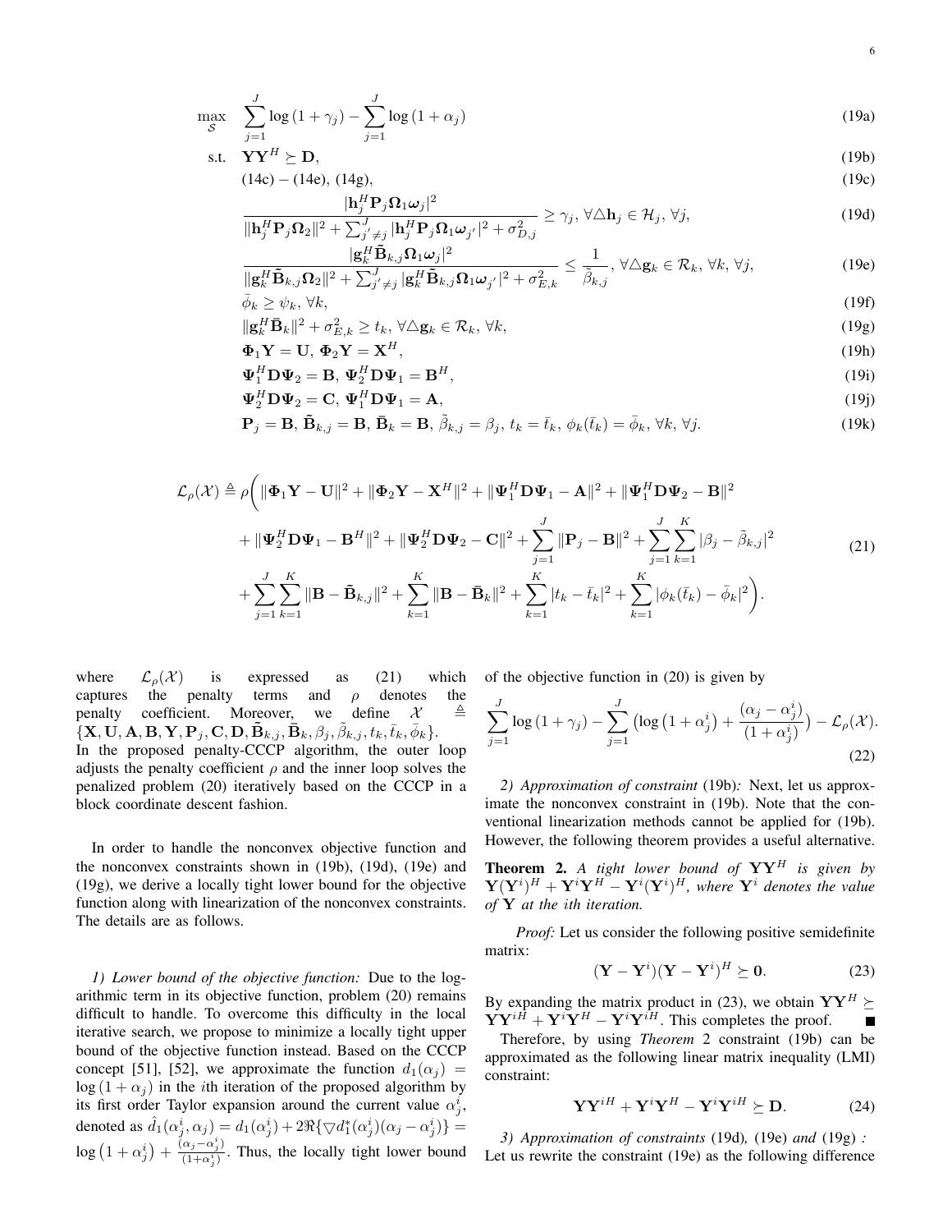$$
\begin{aligned}
\max_{\mathcal{S}} \quad & \sum_{j=1}^{J} \log\left(1+\gamma_j\right) - \sum_{j=1}^{J} \log\left(1+\alpha_j\right) && \text{(19a)}\\
\text{s.t.} \quad & \mathbf{Y}\mathbf{Y}^H \succeq \mathbf{D}, && \text{(19b)}\\
& \text{(14c)} - \text{(14e)},\ \text{(14g)}, && \text{(19c)}\\
& \frac{|\mathbf{h}_j^H \mathbf{P}_j \mathbf{\Omega}_1 \boldsymbol{\omega}_j|^2}{\|\mathbf{h}_j^H \mathbf{P}_j \mathbf{\Omega}_2\|^2 + \sum_{j' \neq j}^{J} |\mathbf{h}_j^H \mathbf{P}_j \mathbf{\Omega}_1 \boldsymbol{\omega}_{j'}|^2 + \sigma_{D,j}^2} \geq \gamma_j,\ \forall \triangle \mathbf{h}_j \in \mathcal{H}_j,\ \forall j, && \text{(19d)}\\
& \frac{|\mathbf{g}_k^H \tilde{\mathbf{B}}_{k,j} \mathbf{\Omega}_1 \boldsymbol{\omega}_j|^2}{\|\mathbf{g}_k^H \tilde{\mathbf{B}}_{k,j} \mathbf{\Omega}_2\|^2 + \sum_{j' \neq j}^{J} |\mathbf{g}_k^H \tilde{\mathbf{B}}_{k,j} \mathbf{\Omega}_1 \boldsymbol{\omega}_{j'}|^2 + \sigma_{E,k}^2} \leq \frac{1}{\tilde{\beta}_{k,j}},\ \forall \triangle \mathbf{g}_k \in \mathcal{R}_k,\ \forall k,\ \forall j, && \text{(19e)}\\
& \bar{\phi}_k \geq \psi_k,\ \forall k, && \text{(19f)}\\
& \|\mathbf{g}_k^H \bar{\mathbf{B}}_k\|^2 + \sigma_{E,k}^2 \geq t_k,\ \forall \triangle \mathbf{g}_k \in \mathcal{R}_k,\ \forall k, && \text{(19g)}\\
& \mathbf{\Phi}_1 \mathbf{Y} = \mathbf{U},\ \mathbf{\Phi}_2 \mathbf{Y} = \mathbf{X}^H, && \text{(19h)}\\
& \mathbf{\Psi}_1^H \mathbf{D} \mathbf{\Psi}_2 = \mathbf{B},\ \mathbf{\Psi}_2^H \mathbf{D} \mathbf{\Psi}_1 = \mathbf{B}^H, && \text{(19i)}\\
& \mathbf{\Psi}_2^H \mathbf{D} \mathbf{\Psi}_2 = \mathbf{C},\ \mathbf{\Psi}_1^H \mathbf{D} \mathbf{\Psi}_1 = \mathbf{A}, && \text{(19j)}\\
& \mathbf{P}_j = \mathbf{B},\ \tilde{\mathbf{B}}_{k,j} = \mathbf{B},\ \bar{\mathbf{B}}_k = \mathbf{B},\ \tilde{\beta}_{k,j} = \beta_j,\ t_k = \bar{t}_k,\ \phi_k(\bar{t}_k) = \bar{\phi}_k,\ \forall k,\ \forall j. && \text{(19k)}
\end{aligned}
$$

$$
\begin{aligned}
\mathcal{L}_\rho(\mathcal{X}) \triangleq \rho\Bigg( & \|\mathbf{\Phi}_1 \mathbf{Y} - \mathbf{U}\|^2 + \|\mathbf{\Phi}_2 \mathbf{Y} - \mathbf{X}^H\|^2 + \|\mathbf{\Psi}_1^H \mathbf{D} \mathbf{\Psi}_1 - \mathbf{A}\|^2 + \|\mathbf{\Psi}_1^H \mathbf{D} \mathbf{\Psi}_2 - \mathbf{B}\|^2 \\
& + \|\mathbf{\Psi}_2^H \mathbf{D} \mathbf{\Psi}_1 - \mathbf{B}^H\|^2 + \|\mathbf{\Psi}_2^H \mathbf{D} \mathbf{\Psi}_2 - \mathbf{C}\|^2 + \sum_{j=1}^{J} \|\mathbf{P}_j - \mathbf{B}\|^2 + \sum_{j=1}^{J}\sum_{k=1}^{K} |\beta_j - \tilde{\beta}_{k,j}|^2 \\
& + \sum_{j=1}^{J}\sum_{k=1}^{K} \|\mathbf{B} - \tilde{\mathbf{B}}_{k,j}\|^2 + \sum_{k=1}^{K} \|\mathbf{B} - \bar{\mathbf{B}}_k\|^2 + \sum_{k=1}^{K} |t_k - \bar{t}_k|^2 + \sum_{k=1}^{K} |\phi_k(\bar{t}_k) - \bar{\phi}_k|^2 \Bigg).
\end{aligned} \tag{21}
$$

where $\mathcal{L}_\rho(\mathcal{X})$ is expressed as (21) which captures the penalty terms and $\rho$ denotes the penalty coefficient. Moreover, we define $\mathcal{X} \triangleq \{\mathbf{X}, \mathbf{U}, \mathbf{A}, \mathbf{B}, \mathbf{Y}, \mathbf{P}_j, \mathbf{C}, \mathbf{D}, \tilde{\mathbf{B}}_{k,j}, \bar{\mathbf{B}}_k, \beta_j, \tilde{\beta}_{k,j}, t_k, \bar{t}_k, \bar{\phi}_k\}$. In the proposed penalty-CCCP algorithm, the outer loop adjusts the penalty coefficient $\rho$ and the inner loop solves the penalized problem (20) iteratively based on the CCCP in a block coordinate descent fashion.

In order to handle the nonconvex objective function and the nonconvex constraints shown in (19b), (19d), (19e) and (19g), we derive a locally tight lower bound for the objective function along with linearization of the nonconvex constraints. The details are as follows.

*1) Lower bound of the objective function:* Due to the logarithmic term in its objective function, problem (20) remains difficult to handle. To overcome this difficulty in the local iterative search, we propose to minimize a locally tight upper bound of the objective function instead. Based on the CCCP concept [51], [52], we approximate the function $d_1(\alpha_j) = \log(1+\alpha_j)$ in the $i$th iteration of the proposed algorithm by its first order Taylor expansion around the current value $\alpha_j^i$, denoted as $\hat{d}_1(\alpha_j^i, \alpha_j) = d_1(\alpha_j^i) + 2\Re\{\triangledown d_1^*(\alpha_j^i)(\alpha_j - \alpha_j^i)\} = \log\left(1+\alpha_j^i\right) + \frac{(\alpha_j - \alpha_j^i)}{(1+\alpha_j^i)}$. Thus, the locally tight lower bound of the objective function in (20) is given by

$$
\sum_{j=1}^{J} \log\left(1+\gamma_j\right) - \sum_{j=1}^{J} \left(\log\left(1+\alpha_j^i\right) + \frac{(\alpha_j - \alpha_j^i)}{(1+\alpha_j^i)}\right) - \mathcal{L}_\rho(\mathcal{X}). \tag{22}
$$

*2) Approximation of constraint* (19b)*:* Next, let us approximate the nonconvex constraint in (19b). Note that the conventional linearization methods cannot be applied for (19b). However, the following theorem provides a useful alternative.

**Theorem 2.** *A tight lower bound of $\mathbf{Y}\mathbf{Y}^H$ is given by $\mathbf{Y}(\mathbf{Y}^i)^H + \mathbf{Y}^i\mathbf{Y}^H - \mathbf{Y}^i(\mathbf{Y}^i)^H$, where $\mathbf{Y}^i$ denotes the value of $\mathbf{Y}$ at the ith iteration.*

*Proof:* Let us consider the following positive semidefinite matrix:

$$
(\mathbf{Y} - \mathbf{Y}^i)(\mathbf{Y} - \mathbf{Y}^i)^H \succeq \mathbf{0}. \tag{23}
$$

By expanding the matrix product in (23), we obtain $\mathbf{Y}\mathbf{Y}^H \succeq \mathbf{Y}\mathbf{Y}^{iH} + \mathbf{Y}^i\mathbf{Y}^H - \mathbf{Y}^i\mathbf{Y}^{iH}$. This completes the proof. ■

Therefore, by using *Theorem* 2 constraint (19b) can be approximated as the following linear matrix inequality (LMI) constraint:

$$
\mathbf{Y}\mathbf{Y}^{iH} + \mathbf{Y}^i\mathbf{Y}^H - \mathbf{Y}^i\mathbf{Y}^{iH} \succeq \mathbf{D}. \tag{24}
$$

*3) Approximation of constraints* (19d)*,* (19e) *and* (19g) *:* Let us rewrite the constraint (19e) as the following difference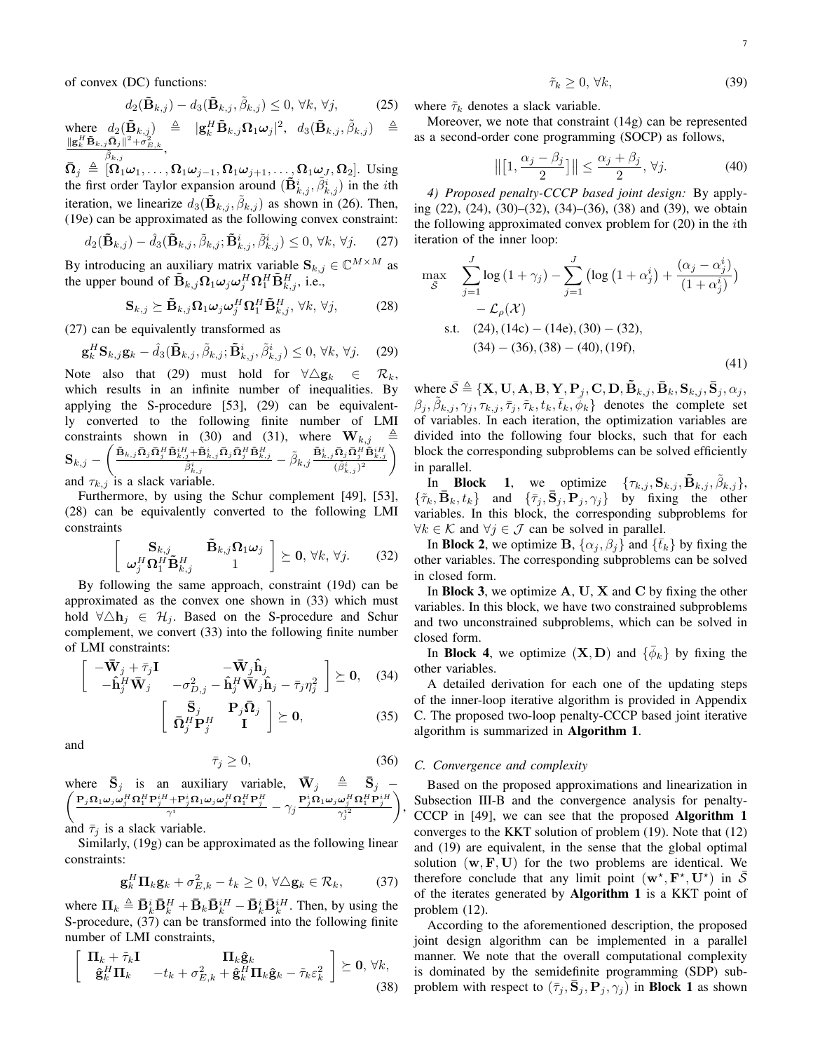of convex (DC) functions:

$$d_2(\tilde{\mathbf{B}}_{k,j}) - d_3(\tilde{\mathbf{B}}_{k,j}, \tilde{\beta}_{k,j}) \le 0, \, \forall k, \, \forall j, \tag{25}$$

where $d_2(\tilde{\mathbf{B}}_{k,j}) \triangleq |\mathbf{g}_k^H \tilde{\mathbf{B}}_{k,j} \mathbf{\Omega}_1 \boldsymbol{\omega}_j|^2$, $d_3(\tilde{\mathbf{B}}_{k,j}, \tilde{\beta}_{k,j}) \triangleq \frac{\|\mathbf{g}_k^H \tilde{\mathbf{B}}_{k,j} \bar{\mathbf{\Omega}}_j\|^2 + \sigma_{E,k}^2}{\tilde{\beta}_{k,j}}$,

$\bar{\mathbf{\Omega}}_j \triangleq [\mathbf{\Omega}_1 \boldsymbol{\omega}_1, \ldots, \mathbf{\Omega}_1 \boldsymbol{\omega}_{j-1}, \mathbf{\Omega}_1 \boldsymbol{\omega}_{j+1}, \ldots, \mathbf{\Omega}_1 \boldsymbol{\omega}_J, \mathbf{\Omega}_2]$. Using the first order Taylor expansion around $(\tilde{\mathbf{B}}_{k,j}^i, \tilde{\beta}_{k,j}^i)$ in the $i$th iteration, we linearize $d_3(\tilde{\mathbf{B}}_{k,j}, \tilde{\beta}_{k,j})$ as shown in (26). Then, (19e) can be approximated as the following convex constraint:

$$d_2(\tilde{\mathbf{B}}_{k,j}) - \hat{d}_3(\tilde{\mathbf{B}}_{k,j}, \tilde{\beta}_{k,j}; \tilde{\mathbf{B}}_{k,j}^i, \tilde{\beta}_{k,j}^i) \le 0, \, \forall k, \, \forall j. \tag{27}$$

By introducing an auxiliary matrix variable $\mathbf{S}_{k,j} \in \mathbb{C}^{M \times M}$ as the upper bound of $\tilde{\mathbf{B}}_{k,j} \mathbf{\Omega}_1 \boldsymbol{\omega}_j \boldsymbol{\omega}_j^H \mathbf{\Omega}_1^H \tilde{\mathbf{B}}_{k,j}^H$, i.e.,

$$\mathbf{S}_{k,j} \succeq \tilde{\mathbf{B}}_{k,j} \mathbf{\Omega}_1 \boldsymbol{\omega}_j \boldsymbol{\omega}_j^H \mathbf{\Omega}_1^H \tilde{\mathbf{B}}_{k,j}^H, \, \forall k, \, \forall j, \tag{28}$$

(27) can be equivalently transformed as

$$\mathbf{g}_k^H \mathbf{S}_{k,j} \mathbf{g}_k - \hat{d}_3(\tilde{\mathbf{B}}_{k,j}, \tilde{\beta}_{k,j}; \tilde{\mathbf{B}}_{k,j}^i, \tilde{\beta}_{k,j}^i) \le 0, \, \forall k, \, \forall j. \tag{29}$$

Note also that (29) must hold for $\forall \triangle \mathbf{g}_k \in \mathcal{R}_k$, which results in an infinite number of inequalities. By applying the S-procedure [53], (29) can be equivalently converted to the following finite number of LMI constraints shown in (30) and (31), where $\mathbf{W}_{k,j} \triangleq \mathbf{S}_{k,j} - \left( \frac{\tilde{\mathbf{B}}_{k,j} \bar{\mathbf{\Omega}}_j \bar{\mathbf{\Omega}}_j^H \tilde{\mathbf{B}}_{k,j}^{iH} + \tilde{\mathbf{B}}_{k,j}^i \bar{\mathbf{\Omega}}_j \bar{\mathbf{\Omega}}_j^H \tilde{\mathbf{B}}_{k,j}^H}{\tilde{\beta}_{k,j}^i} - \tilde{\beta}_{k,j} \frac{\tilde{\mathbf{B}}_{k,j}^i \bar{\mathbf{\Omega}}_j \bar{\mathbf{\Omega}}_j^H \tilde{\mathbf{B}}_{k,j}^{iH}}{(\tilde{\beta}_{k,j}^i)^2} \right)$ and $\tau_{k,j}$ is a slack variable.

Furthermore, by using the Schur complement [49], [53], (28) can be equivalently converted to the following LMI constraints

$$\begin{bmatrix} \mathbf{S}_{k,j} & \tilde{\mathbf{B}}_{k,j} \mathbf{\Omega}_1 \boldsymbol{\omega}_j \\ \boldsymbol{\omega}_j^H \mathbf{\Omega}_1^H \tilde{\mathbf{B}}_{k,j}^H & 1 \end{bmatrix} \succeq \mathbf{0}, \, \forall k, \, \forall j. \tag{32}$$

By following the same approach, constraint (19d) can be approximated as the convex one shown in (33) which must hold $\forall \triangle \mathbf{h}_j \in \mathcal{H}_j$. Based on the S-procedure and Schur complement, we convert (33) into the following finite number of LMI constraints:

$$\begin{bmatrix} -\bar{\mathbf{W}}_j + \bar{\tau}_j \mathbf{I} & -\bar{\mathbf{W}}_j \hat{\mathbf{h}}_j \\ -\hat{\mathbf{h}}_j^H \bar{\mathbf{W}}_j & -\sigma_{D,j}^2 - \hat{\mathbf{h}}_j^H \bar{\mathbf{W}}_j \hat{\mathbf{h}}_j - \bar{\tau}_j \eta_j^2 \end{bmatrix} \succeq \mathbf{0}, \tag{34}$$

$$\begin{bmatrix} \bar{\mathbf{S}}_j & \mathbf{P}_j \bar{\mathbf{\Omega}}_j \\ \bar{\mathbf{\Omega}}_j^H \mathbf{P}_j^H & \mathbf{I} \end{bmatrix} \succeq \mathbf{0}, \tag{35}$$

and

$$\bar{\tau}_j \ge 0, \tag{36}$$

where $\bar{\mathbf{S}}_j$ is an auxiliary variable, $\bar{\mathbf{W}}_j \triangleq \bar{\mathbf{S}}_j - \left( \frac{\mathbf{P}_j \mathbf{\Omega}_1 \boldsymbol{\omega}_j \boldsymbol{\omega}_j^H \mathbf{\Omega}_1^H \mathbf{P}_j^{iH} + \mathbf{P}_j^i \mathbf{\Omega}_1 \boldsymbol{\omega}_j \boldsymbol{\omega}_j^H \mathbf{\Omega}_1^H \mathbf{P}_j^H}{\gamma^i} - \gamma_j \frac{\mathbf{P}_j^i \mathbf{\Omega}_1 \boldsymbol{\omega}_j \boldsymbol{\omega}_j^H \mathbf{\Omega}_1^H \mathbf{P}_j^{iH}}{\gamma_j^{i2}} \right)$, and $\bar{\tau}_j$ is a slack variable.

Similarly, (19g) can be approximated as the following linear constraints:

$$\mathbf{g}_k^H \mathbf{\Pi}_k \mathbf{g}_k + \sigma_{E,k}^2 - t_k \ge 0, \, \forall \triangle \mathbf{g}_k \in \mathcal{R}_k, \tag{37}$$

where $\mathbf{\Pi}_k \triangleq \bar{\mathbf{B}}_k^i \bar{\mathbf{B}}_k^H + \bar{\mathbf{B}}_k \bar{\mathbf{B}}_k^{iH} - \bar{\mathbf{B}}_k^i \bar{\mathbf{B}}_k^{iH}$. Then, by using the S-procedure, (37) can be transformed into the following finite number of LMI constraints,

$$\begin{bmatrix} \mathbf{\Pi}_k + \tilde{\tau}_k \mathbf{I} & \mathbf{\Pi}_k \hat{\mathbf{g}}_k \\ \hat{\mathbf{g}}_k^H \mathbf{\Pi}_k & -t_k + \sigma_{E,k}^2 + \hat{\mathbf{g}}_k^H \mathbf{\Pi}_k \hat{\mathbf{g}}_k - \tilde{\tau}_k \varepsilon_k^2 \end{bmatrix} \succeq \mathbf{0}, \, \forall k, \tag{38}$$

$$\tilde{\tau}_k \ge 0, \, \forall k, \tag{39}$$

where $\tilde{\tau}_k$ denotes a slack variable.

Moreover, we note that constraint (14g) can be represented as a second-order cone programming (SOCP) as follows,

$$\left\| \left[ 1, \frac{\alpha_j - \beta_j}{2} \right] \right\| \le \frac{\alpha_j + \beta_j}{2}, \, \forall j. \tag{40}$$

*4) Proposed penalty-CCCP based joint design:* By applying (22), (24), (30)–(32), (34)–(36), (38) and (39), we obtain the following approximated convex problem for (20) in the $i$th iteration of the inner loop:

$$\begin{aligned} \max_{\bar{\mathcal{S}}} \quad & \sum_{j=1}^{J} \log(1+\gamma_j) - \sum_{j=1}^{J} \left( \log\left(1+\alpha_j^i\right) + \frac{(\alpha_j - \alpha_j^i)}{(1+\alpha_j^i)} \right) \\ & - \mathcal{L}_\rho(\mathcal{X}) \\ \text{s.t.} \quad & (24), (14c)-(14e), (30)-(32), \\ & (34)-(36), (38)-(40), (19f), \end{aligned} \tag{41}$$

where $\bar{\mathcal{S}} \triangleq \{\mathbf{X}, \mathbf{U}, \mathbf{A}, \mathbf{B}, \mathbf{Y}, \mathbf{P}_j, \mathbf{C}, \mathbf{D}, \tilde{\mathbf{B}}_{k,j}, \bar{\mathbf{B}}_k, \mathbf{S}_{k,j}, \bar{\mathbf{S}}_j, \alpha_j, \beta_j, \tilde{\beta}_{k,j}, \gamma_j, \tau_{k,j}, \bar{\tau}_j, \tilde{\tau}_k, t_k, \bar{t}_k, \bar{\phi}_k\}$ denotes the complete set of variables. In each iteration, the optimization variables are divided into the following four blocks, such that for each block the corresponding subproblems can be solved efficiently in parallel.

In **Block 1**, we optimize $\{\tau_{k,j}, \mathbf{S}_{k,j}, \tilde{\mathbf{B}}_{k,j}, \tilde{\beta}_{k,j}\}$, $\{\tilde{\tau}_k, \bar{\mathbf{B}}_k, t_k\}$ and $\{\bar{\tau}_j, \bar{\mathbf{S}}_j, \mathbf{P}_j, \gamma_j\}$ by fixing the other variables. In this block, the corresponding subproblems for $\forall k \in \mathcal{K}$ and $\forall j \in \mathcal{J}$ can be solved in parallel.

In **Block 2**, we optimize $\mathbf{B}$, $\{\alpha_j, \beta_j\}$ and $\{\bar{t}_k\}$ by fixing the other variables. The corresponding subproblems can be solved in closed form.

In **Block 3**, we optimize $\mathbf{A}$, $\mathbf{U}$, $\mathbf{X}$ and $\mathbf{C}$ by fixing the other variables. In this block, we have two constrained subproblems and two unconstrained subproblems, which can be solved in closed form.

In **Block 4**, we optimize $(\mathbf{X}, \mathbf{D})$ and $\{\bar{\phi}_k\}$ by fixing the other variables.

A detailed derivation for each one of the updating steps of the inner-loop iterative algorithm is provided in Appendix C. The proposed two-loop penalty-CCCP based joint iterative algorithm is summarized in **Algorithm 1**.

### C. Convergence and complexity

Based on the proposed approximations and linearization in Subsection III-B and the convergence analysis for penalty-CCCP in [49], we can see that the proposed **Algorithm 1** converges to the KKT solution of problem (19). Note that (12) and (19) are equivalent, in the sense that the global optimal solution $(\mathbf{w}, \mathbf{F}, \mathbf{U})$ for the two problems are identical. We therefore conclude that any limit point $(\mathbf{w}^\star, \mathbf{F}^\star, \mathbf{U}^\star)$ in $\bar{\mathcal{S}}$ of the iterates generated by **Algorithm 1** is a KKT point of problem (12).

According to the aforementioned description, the proposed joint design algorithm can be implemented in a parallel manner. We note that the overall computational complexity is dominated by the semidefinite programming (SDP) subproblem with respect to $(\bar{\tau}_j, \bar{\mathbf{S}}_j, \mathbf{P}_j, \gamma_j)$ in **Block 1** as shown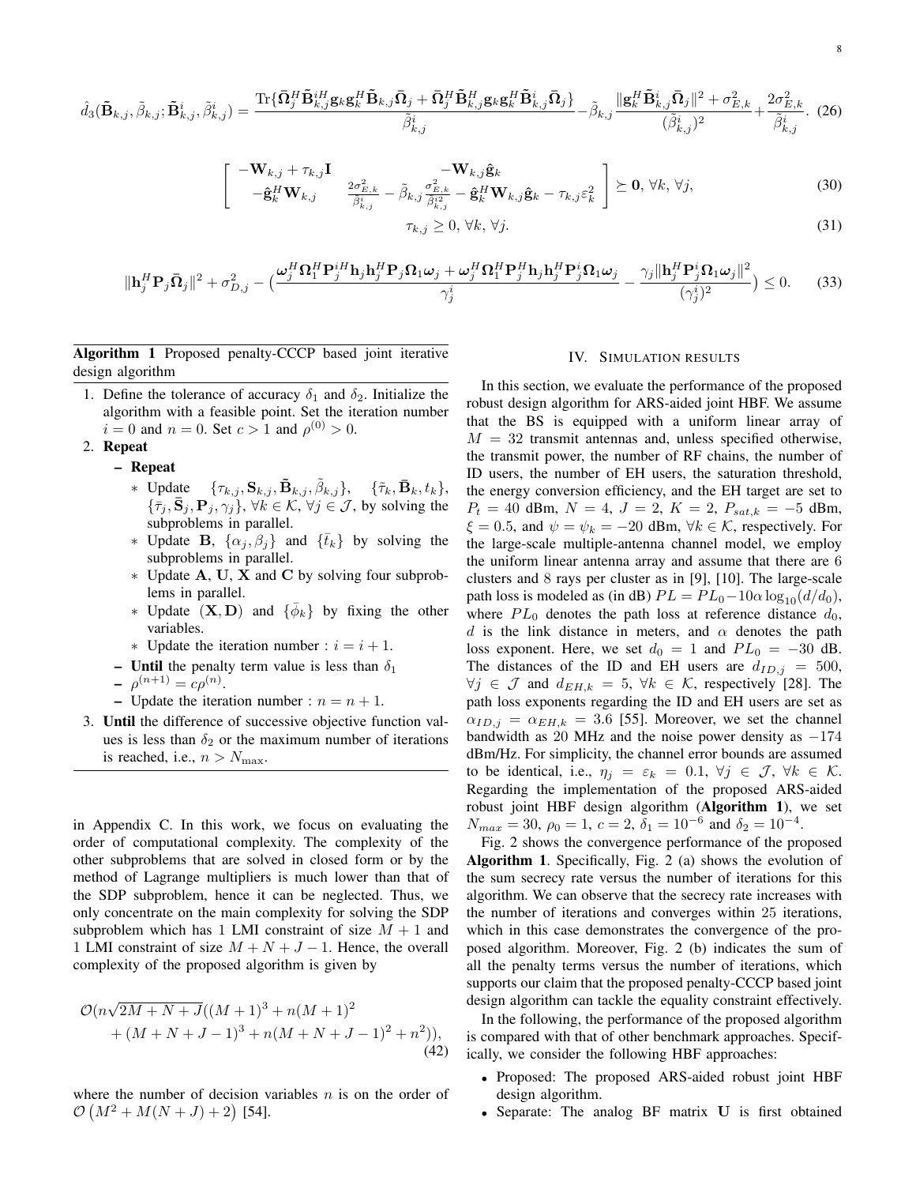$$\hat{d}_3(\tilde{\mathbf{B}}_{k,j}, \tilde{\beta}_{k,j}; \tilde{\mathbf{B}}^i_{k,j}, \tilde{\beta}^i_{k,j}) = \frac{\mathrm{Tr}\{\bar{\mathbf{\Omega}}_j^H \tilde{\mathbf{B}}^{iH}_{k,j} \mathbf{g}_k \mathbf{g}_k^H \tilde{\mathbf{B}}_{k,j} \bar{\mathbf{\Omega}}_j + \bar{\mathbf{\Omega}}_j^H \tilde{\mathbf{B}}^H_{k,j} \mathbf{g}_k \mathbf{g}_k^H \tilde{\mathbf{B}}^i_{k,j} \bar{\mathbf{\Omega}}_j\}}{\tilde{\beta}^i_{k,j}} - \tilde{\beta}_{k,j} \frac{\|\mathbf{g}_k^H \tilde{\mathbf{B}}^i_{k,j} \bar{\mathbf{\Omega}}_j\|^2 + \sigma^2_{E,k}}{(\tilde{\beta}^i_{k,j})^2} + \frac{2\sigma^2_{E,k}}{\tilde{\beta}^i_{k,j}}. \quad (26)$$

$$\begin{bmatrix} -\mathbf{W}_{k,j} + \tau_{k,j}\mathbf{I} & -\mathbf{W}_{k,j}\hat{\mathbf{g}}_k \\ -\hat{\mathbf{g}}_k^H \mathbf{W}_{k,j} & \frac{2\sigma^2_{E,k}}{\tilde{\beta}^i_{k,j}} - \tilde{\beta}_{k,j}\frac{\sigma^2_{E,k}}{\tilde{\beta}^{i2}_{k,j}} - \hat{\mathbf{g}}_k^H \mathbf{W}_{k,j}\hat{\mathbf{g}}_k - \tau_{k,j}\varepsilon_k^2 \end{bmatrix} \succeq \mathbf{0}, \, \forall k, \, \forall j, \quad (30)$$

$$\tau_{k,j} \geq 0, \, \forall k, \, \forall j. \quad (31)$$

$$\|\mathbf{h}_j^H \mathbf{P}_j \bar{\mathbf{\Omega}}_j\|^2 + \sigma^2_{D,j} - \big(\frac{\boldsymbol{\omega}_j^H \mathbf{\Omega}_1^H \mathbf{P}_j^{iH} \mathbf{h}_j \mathbf{h}_j^H \mathbf{P}_j \mathbf{\Omega}_1 \boldsymbol{\omega}_j + \boldsymbol{\omega}_j^H \mathbf{\Omega}_1^H \mathbf{P}_j^H \mathbf{h}_j \mathbf{h}_j^H \mathbf{P}_j^i \mathbf{\Omega}_1 \boldsymbol{\omega}_j}{\gamma_j^i} - \frac{\gamma_j \|\mathbf{h}_j^H \mathbf{P}_j^i \mathbf{\Omega}_1 \boldsymbol{\omega}_j\|^2}{(\gamma_j^i)^2}\big) \leq 0. \quad (33)$$

---

**Algorithm 1** Proposed penalty-CCCP based joint iterative design algorithm

1. Define the tolerance of accuracy $\delta_1$ and $\delta_2$. Initialize the algorithm with a feasible point. Set the iteration number $i = 0$ and $n = 0$. Set $c > 1$ and $\rho^{(0)} > 0$.
2. **Repeat**
   - **Repeat**
     - Update $\{\tau_{k,j}, \mathbf{S}_{k,j}, \tilde{\mathbf{B}}_{k,j}, \tilde{\beta}_{k,j}\}$, $\{\tilde{\tau}_k, \bar{\mathbf{B}}_k, t_k\}$, $\{\bar{\tau}_j, \bar{\mathbf{S}}_j, \mathbf{P}_j, \gamma_j\}$, $\forall k \in \mathcal{K}$, $\forall j \in \mathcal{J}$, by solving the subproblems in parallel.
     - Update $\mathbf{B}$, $\{\alpha_j, \beta_j\}$ and $\{\bar{t}_k\}$ by solving the subproblems in parallel.
     - Update $\mathbf{A}$, $\mathbf{U}$, $\mathbf{X}$ and $\mathbf{C}$ by solving four subproblems in parallel.
     - Update $(\mathbf{X}, \mathbf{D})$ and $\{\bar{\phi}_k\}$ by fixing the other variables.
     - Update the iteration number : $i = i + 1$.
   - **Until** the penalty term value is less than $\delta_1$
   - $\rho^{(n+1)} = c\rho^{(n)}$.
   - Update the iteration number : $n = n + 1$.
3. **Until** the difference of successive objective function values is less than $\delta_2$ or the maximum number of iterations is reached, i.e., $n > N_{\max}$.

---

in Appendix C. In this work, we focus on evaluating the order of computational complexity. The complexity of the other subproblems that are solved in closed form or by the method of Lagrange multipliers is much lower than that of the SDP subproblem, hence it can be neglected. Thus, we only concentrate on the main complexity for solving the SDP subproblem which has 1 LMI constraint of size $M + 1$ and 1 LMI constraint of size $M + N + J - 1$. Hence, the overall complexity of the proposed algorithm is given by

$$\mathcal{O}(n\sqrt{2M + N + J}((M+1)^3 + n(M+1)^2 + (M + N + J - 1)^3 + n(M + N + J - 1)^2 + n^2)), \quad (42)$$

where the number of decision variables $n$ is on the order of $\mathcal{O}\left(M^2 + M(N + J) + 2\right)$ [54].

## IV. Simulation results

In this section, we evaluate the performance of the proposed robust design algorithm for ARS-aided joint HBF. We assume that the BS is equipped with a uniform linear array of $M = 32$ transmit antennas and, unless specified otherwise, the transmit power, the number of RF chains, the number of ID users, the number of EH users, the saturation threshold, the energy conversion efficiency, and the EH target are set to $P_t = 40$ dBm, $N = 4$, $J = 2$, $K = 2$, $P_{sat,k} = -5$ dBm, $\xi = 0.5$, and $\psi = \psi_k = -20$ dBm, $\forall k \in \mathcal{K}$, respectively. For the large-scale multiple-antenna channel model, we employ the uniform linear antenna array and assume that there are 6 clusters and 8 rays per cluster as in [9], [10]. The large-scale path loss is modeled as (in dB) $PL = PL_0 - 10\alpha \log_{10}(d/d_0)$, where $PL_0$ denotes the path loss at reference distance $d_0$, $d$ is the link distance in meters, and $\alpha$ denotes the path loss exponent. Here, we set $d_0 = 1$ and $PL_0 = -30$ dB. The distances of the ID and EH users are $d_{ID,j} = 500$, $\forall j \in \mathcal{J}$ and $d_{EH,k} = 5$, $\forall k \in \mathcal{K}$, respectively [28]. The path loss exponents regarding the ID and EH users are set as $\alpha_{ID,j} = \alpha_{EH,k} = 3.6$ [55]. Moreover, we set the channel bandwidth as 20 MHz and the noise power density as $-174$ dBm/Hz. For simplicity, the channel error bounds are assumed to be identical, i.e., $\eta_j = \varepsilon_k = 0.1$, $\forall j \in \mathcal{J}$, $\forall k \in \mathcal{K}$. Regarding the implementation of the proposed ARS-aided robust joint HBF design algorithm (**Algorithm 1**), we set $N_{max} = 30$, $\rho_0 = 1$, $c = 2$, $\delta_1 = 10^{-6}$ and $\delta_2 = 10^{-4}$.

Fig. 2 shows the convergence performance of the proposed **Algorithm 1**. Specifically, Fig. 2 (a) shows the evolution of the sum secrecy rate versus the number of iterations for this algorithm. We can observe that the secrecy rate increases with the number of iterations and converges within 25 iterations, which in this case demonstrates the convergence of the proposed algorithm. Moreover, Fig. 2 (b) indicates the sum of all the penalty terms versus the number of iterations, which supports our claim that the proposed penalty-CCCP based joint design algorithm can tackle the equality constraint effectively.

In the following, the performance of the proposed algorithm is compared with that of other benchmark approaches. Specifically, we consider the following HBF approaches:

- Proposed: The proposed ARS-aided robust joint HBF design algorithm.
- Separate: The analog BF matrix $\mathbf{U}$ is first obtained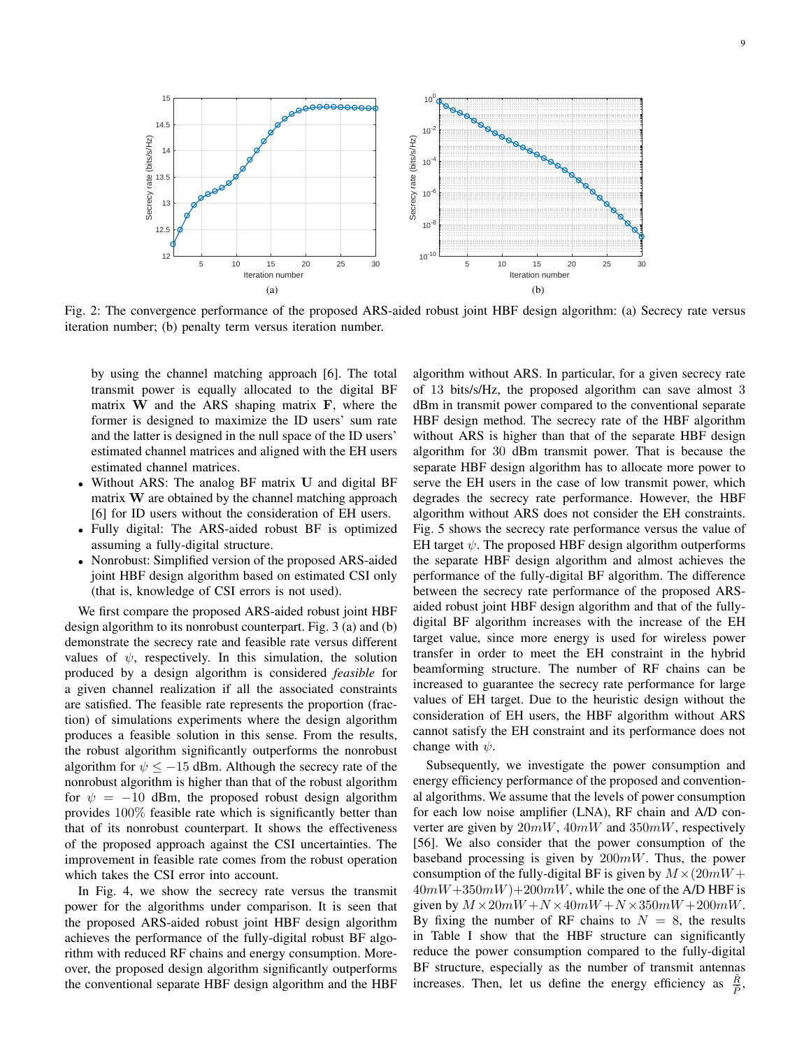Fig. 2: The convergence performance of the proposed ARS-aided robust joint HBF design algorithm: (a) Secrecy rate versus iteration number; (b) penalty term versus iteration number.

by using the channel matching approach [6]. The total transmit power is equally allocated to the digital BF matrix $\mathbf{W}$ and the ARS shaping matrix $\mathbf{F}$, where the former is designed to maximize the ID users' sum rate and the latter is designed in the null space of the ID users' estimated channel matrices and aligned with the EH users estimated channel matrices.

- Without ARS: The analog BF matrix $\mathbf{U}$ and digital BF matrix $\mathbf{W}$ are obtained by the channel matching approach [6] for ID users without the consideration of EH users.
- Fully digital: The ARS-aided robust BF is optimized assuming a fully-digital structure.
- Nonrobust: Simplified version of the proposed ARS-aided joint HBF design algorithm based on estimated CSI only (that is, knowledge of CSI errors is not used).

We first compare the proposed ARS-aided robust joint HBF design algorithm to its nonrobust counterpart. Fig. 3 (a) and (b) demonstrate the secrecy rate and feasible rate versus different values of $\psi$, respectively. In this simulation, the solution produced by a design algorithm is considered *feasible* for a given channel realization if all the associated constraints are satisfied. The feasible rate represents the proportion (fraction) of simulations experiments where the design algorithm produces a feasible solution in this sense. From the results, the robust algorithm significantly outperforms the nonrobust algorithm for $\psi \leq -15$ dBm. Although the secrecy rate of the nonrobust algorithm is higher than that of the robust algorithm for $\psi = -10$ dBm, the proposed robust design algorithm provides $100\%$ feasible rate which is significantly better than that of its nonrobust counterpart. It shows the effectiveness of the proposed approach against the CSI uncertainties. The improvement in feasible rate comes from the robust operation which takes the CSI error into account.

In Fig. 4, we show the secrecy rate versus the transmit power for the algorithms under comparison. It is seen that the proposed ARS-aided robust joint HBF design algorithm achieves the performance of the fully-digital robust BF algorithm with reduced RF chains and energy consumption. Moreover, the proposed design algorithm significantly outperforms the conventional separate HBF design algorithm and the HBF algorithm without ARS. In particular, for a given secrecy rate of 13 bits/s/Hz, the proposed algorithm can save almost 3 dBm in transmit power compared to the conventional separate HBF design method. The secrecy rate of the HBF algorithm without ARS is higher than that of the separate HBF design algorithm for 30 dBm transmit power. That is because the separate HBF design algorithm has to allocate more power to serve the EH users in the case of low transmit power, which degrades the secrecy rate performance. However, the HBF algorithm without ARS does not consider the EH constraints. Fig. 5 shows the secrecy rate performance versus the value of EH target $\psi$. The proposed HBF design algorithm outperforms the separate HBF design algorithm and almost achieves the performance of the fully-digital BF algorithm. The difference between the secrecy rate performance of the proposed ARS-aided robust joint HBF design algorithm and that of the fully-digital BF algorithm increases with the increase of the EH target value, since more energy is used for wireless power transfer in order to meet the EH constraint in the hybrid beamforming structure. The number of RF chains can be increased to guarantee the secrecy rate performance for large values of EH target. Due to the heuristic design without the consideration of EH users, the HBF algorithm without ARS cannot satisfy the EH constraint and its performance does not change with $\psi$.

Subsequently, we investigate the power consumption and energy efficiency performance of the proposed and conventional algorithms. We assume that the levels of power consumption for each low noise amplifier (LNA), RF chain and A/D converter are given by $20mW$, $40mW$ and $350mW$, respectively [56]. We also consider that the power consumption of the baseband processing is given by $200mW$. Thus, the power consumption of the fully-digital BF is given by $M\times(20mW+40mW+350mW)+200mW$, while the one of the A/D HBF is given by $M\times 20mW+N\times 40mW+N\times 350mW+200mW$. By fixing the number of RF chains to $N=8$, the results in Table I show that the HBF structure can significantly reduce the power consumption compared to the fully-digital BF structure, especially as the number of transmit antennas increases. Then, let us define the energy efficiency as $\frac{\bar{R}}{\bar{P}}$,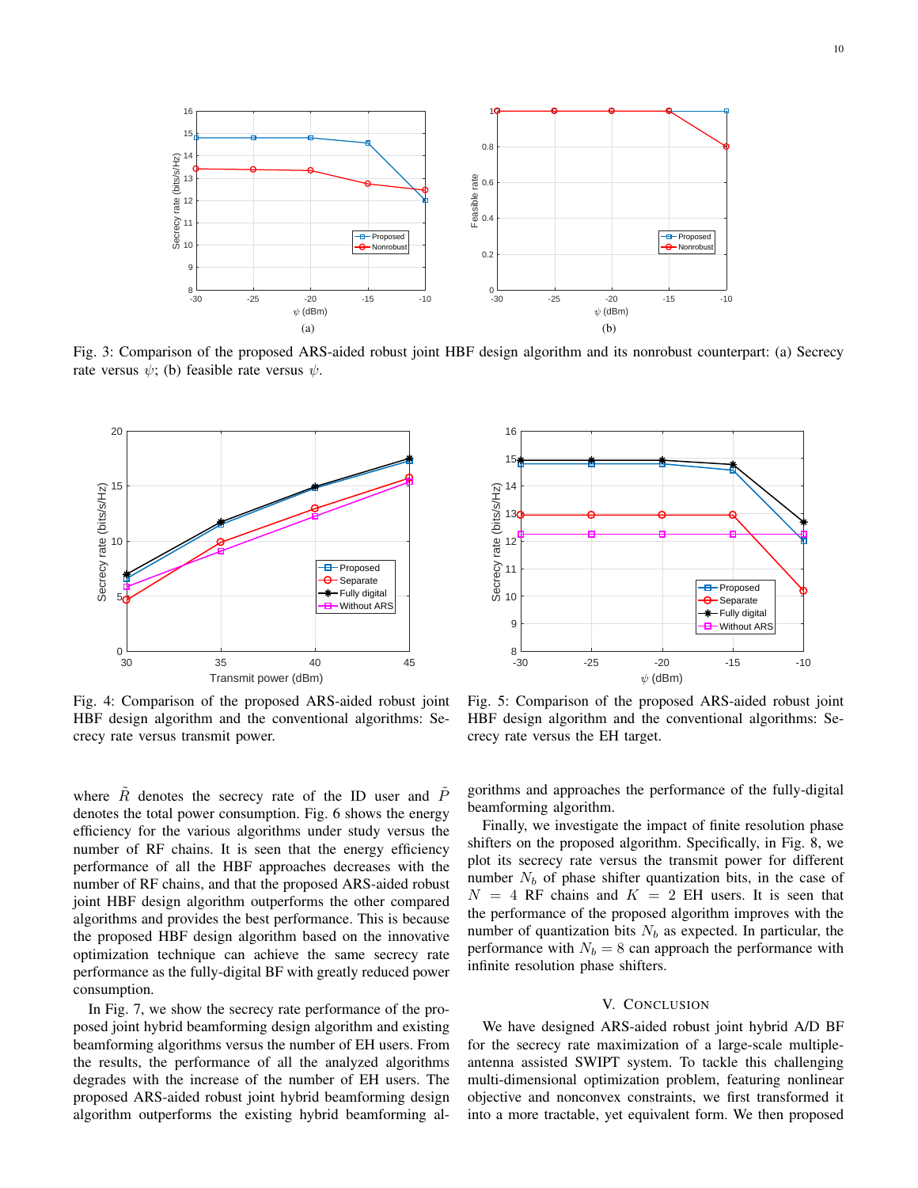Fig. 3: Comparison of the proposed ARS-aided robust joint HBF design algorithm and its nonrobust counterpart: (a) Secrecy rate versus $\psi$; (b) feasible rate versus $\psi$.

Fig. 4: Comparison of the proposed ARS-aided robust joint HBF design algorithm and the conventional algorithms: Secrecy rate versus transmit power.

Fig. 5: Comparison of the proposed ARS-aided robust joint HBF design algorithm and the conventional algorithms: Secrecy rate versus the EH target.

where $\tilde{R}$ denotes the secrecy rate of the ID user and $\tilde{P}$ denotes the total power consumption. Fig. 6 shows the energy efficiency for the various algorithms under study versus the number of RF chains. It is seen that the energy efficiency performance of all the HBF approaches decreases with the number of RF chains, and that the proposed ARS-aided robust joint HBF design algorithm outperforms the other compared algorithms and provides the best performance. This is because the proposed HBF design algorithm based on the innovative optimization technique can achieve the same secrecy rate performance as the fully-digital BF with greatly reduced power consumption.

In Fig. 7, we show the secrecy rate performance of the proposed joint hybrid beamforming design algorithm and existing beamforming algorithms versus the number of EH users. From the results, the performance of all the analyzed algorithms degrades with the increase of the number of EH users. The proposed ARS-aided robust joint hybrid beamforming design algorithm outperforms the existing hybrid beamforming algorithms and approaches the performance of the fully-digital beamforming algorithm.

Finally, we investigate the impact of finite resolution phase shifters on the proposed algorithm. Specifically, in Fig. 8, we plot its secrecy rate versus the transmit power for different number $N_b$ of phase shifter quantization bits, in the case of $N = 4$ RF chains and $K = 2$ EH users. It is seen that the performance of the proposed algorithm improves with the number of quantization bits $N_b$ as expected. In particular, the performance with $N_b = 8$ can approach the performance with infinite resolution phase shifters.

## V. Conclusion

We have designed ARS-aided robust joint hybrid A/D BF for the secrecy rate maximization of a large-scale multiple-antenna assisted SWIPT system. To tackle this challenging multi-dimensional optimization problem, featuring nonlinear objective and nonconvex constraints, we first transformed it into a more tractable, yet equivalent form. We then proposed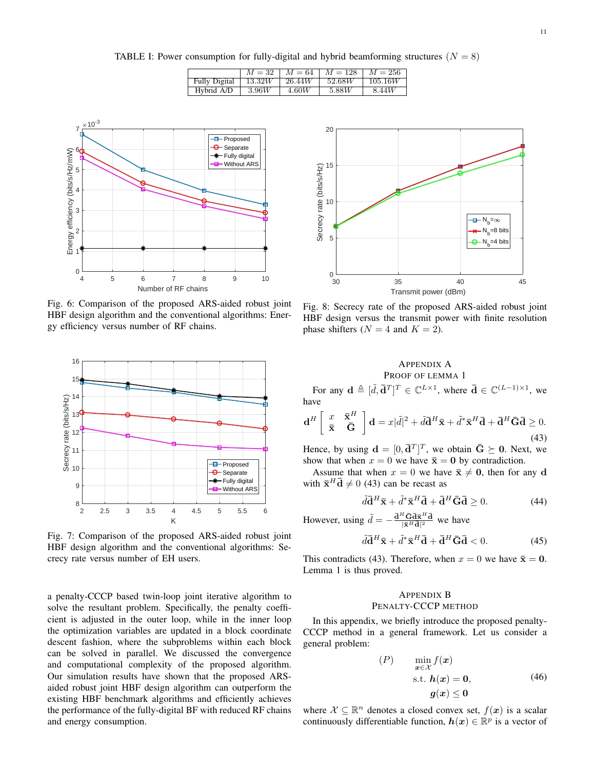TABLE I: Power consumption for fully-digital and hybrid beamforming structures ($N = 8$)

| | $M = 32$ | $M = 64$ | $M = 128$ | $M = 256$ |
|---|---|---|---|---|
| Fully Digital | $13.32W$ | $26.44W$ | $52.68W$ | $105.16W$ |
| Hybrid A/D | $3.96W$ | $4.60W$ | $5.88W$ | $8.44W$ |

Fig. 6: Comparison of the proposed ARS-aided robust joint HBF design algorithm and the conventional algorithms: Energy efficiency versus number of RF chains.

Fig. 7: Comparison of the proposed ARS-aided robust joint HBF design algorithm and the conventional algorithms: Secrecy rate versus number of EH users.

a penalty-CCCP based twin-loop joint iterative algorithm to solve the resultant problem. Specifically, the penalty coefficient is adjusted in the outer loop, while in the inner loop the optimization variables are updated in a block coordinate descent fashion, where the subproblems within each block can be solved in parallel. We discussed the convergence and computational complexity of the proposed algorithm. Our simulation results have shown that the proposed ARS-aided robust joint HBF design algorithm can outperform the existing HBF benchmark algorithms and efficiently achieves the performance of the fully-digital BF with reduced RF chains and energy consumption.

Fig. 8: Secrecy rate of the proposed ARS-aided robust joint HBF design versus the transmit power with finite resolution phase shifters ($N = 4$ and $K = 2$).

## Appendix A
## Proof of Lemma 1

For any $\mathbf{d} \triangleq [\tilde{d}, \bar{\mathbf{d}}^T]^T \in \mathbb{C}^{L\times 1}$, where $\bar{\mathbf{d}} \in \mathbb{C}^{(L-1)\times 1}$, we have

$$\mathbf{d}^H \begin{bmatrix} x & \bar{\mathbf{x}}^H \\ \bar{\mathbf{x}} & \bar{\mathbf{G}} \end{bmatrix} \mathbf{d} = x|\tilde{d}|^2 + \tilde{d}\bar{\mathbf{d}}^H\bar{\mathbf{x}} + \tilde{d}^*\bar{\mathbf{x}}^H\bar{\mathbf{d}} + \bar{\mathbf{d}}^H\bar{\mathbf{G}}\bar{\mathbf{d}} \geq 0. \tag{43}$$

Hence, by using $\mathbf{d} = [0, \bar{\mathbf{d}}^T]^T$, we obtain $\bar{\mathbf{G}} \succeq \mathbf{0}$. Next, we show that when $x = 0$ we have $\bar{\mathbf{x}} = \mathbf{0}$ by contradiction.

Assume that when $x = 0$ we have $\bar{\mathbf{x}} \neq \mathbf{0}$, then for any $\mathbf{d}$ with $\bar{\mathbf{x}}^H\bar{\mathbf{d}} \neq 0$ (43) can be recast as

$$\tilde{d}\bar{\mathbf{d}}^H\bar{\mathbf{x}} + \tilde{d}^*\bar{\mathbf{x}}^H\bar{\mathbf{d}} + \bar{\mathbf{d}}^H\bar{\mathbf{G}}\bar{\mathbf{d}} \geq 0. \tag{44}$$

However, using $\tilde{d} = -\frac{\bar{\mathbf{d}}^H\bar{\mathbf{G}}\bar{\mathbf{d}}\bar{\mathbf{x}}^H\bar{\mathbf{d}}}{|\bar{\mathbf{x}}^H\bar{\mathbf{d}}|^2}$ we have

$$\tilde{d}\bar{\mathbf{d}}^H\bar{\mathbf{x}} + \tilde{d}^*\bar{\mathbf{x}}^H\bar{\mathbf{d}} + \bar{\mathbf{d}}^H\bar{\mathbf{G}}\bar{\mathbf{d}} < 0. \tag{45}$$

This contradicts (43). Therefore, when $x = 0$ we have $\bar{\mathbf{x}} = \mathbf{0}$. Lemma 1 is thus proved.

## Appendix B
## Penalty-CCCP Method

In this appendix, we briefly introduce the proposed penalty-CCCP method in a general framework. Let us consider a general problem:

$$\begin{aligned} (P) \qquad & \min_{\boldsymbol{x}\in\mathcal{X}} f(\boldsymbol{x}) \\ & \text{s.t. } \boldsymbol{h}(\boldsymbol{x}) = \mathbf{0}, \\ & \qquad \boldsymbol{g}(\boldsymbol{x}) \leq \mathbf{0} \end{aligned} \tag{46}$$

where $\mathcal{X} \subseteq \mathbb{R}^n$ denotes a closed convex set, $f(\boldsymbol{x})$ is a scalar continuously differentiable function, $\boldsymbol{h}(\boldsymbol{x}) \in \mathbb{R}^p$ is a vector of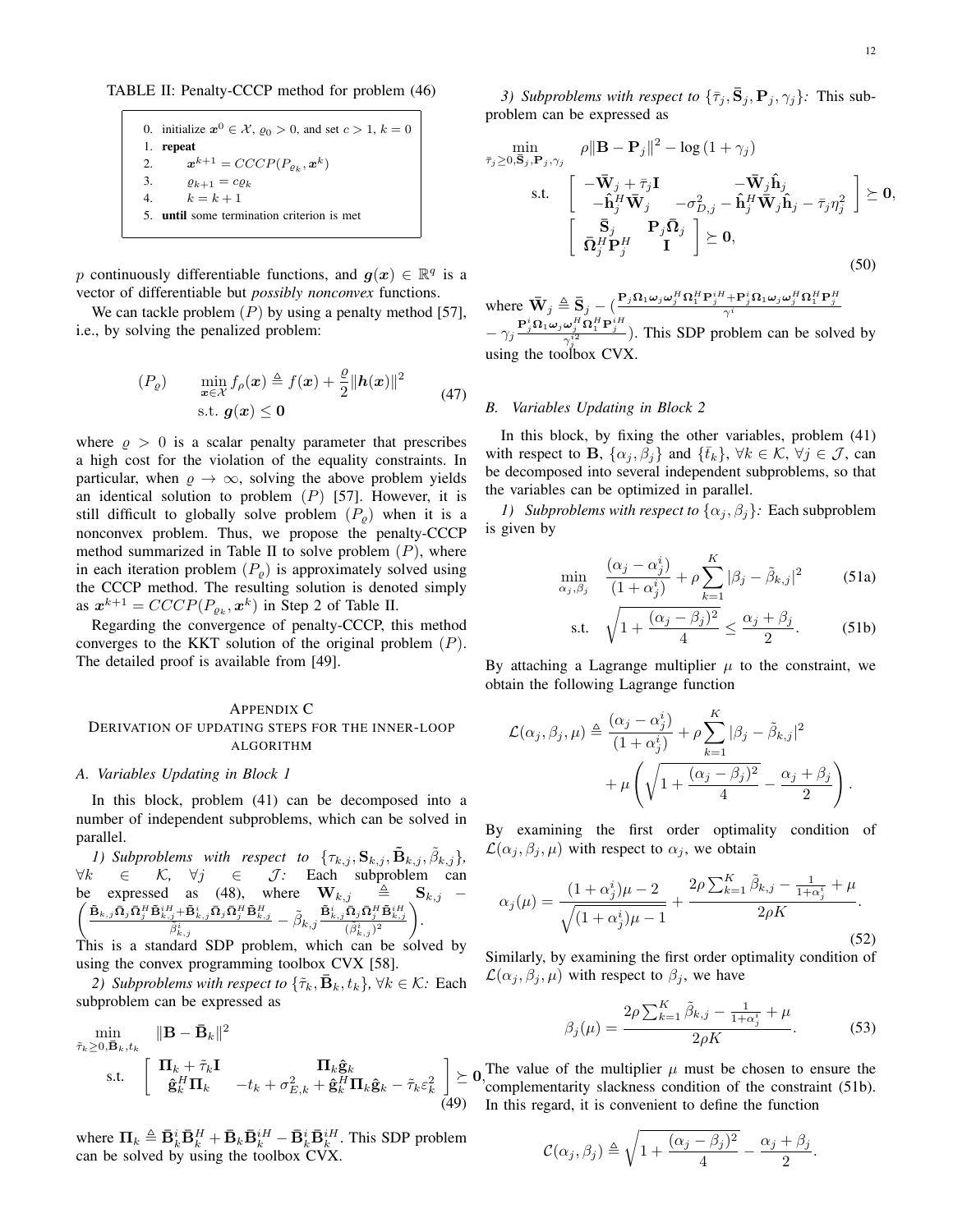TABLE II: Penalty-CCCP method for problem (46)

```
0.  initialize x^0 ∈ X, ϱ_0 > 0, and set c > 1, k = 0
1.  repeat
2.      x^{k+1} = CCCP(P_{ϱ_k}, x^k)
3.      ϱ_{k+1} = cϱ_k
4.      k = k + 1
5.  until some termination criterion is met
```

$p$ continuously differentiable functions, and $\boldsymbol{g}(\boldsymbol{x}) \in \mathbb{R}^q$ is a vector of differentiable but *possibly nonconvex* functions.

We can tackle problem $(P)$ by using a penalty method [57], i.e., by solving the penalized problem:

$$
\begin{aligned}
(P_\varrho) \qquad & \min_{\boldsymbol{x}\in\mathcal{X}} f_\rho(\boldsymbol{x}) \triangleq f(\boldsymbol{x}) + \frac{\varrho}{2}\|\boldsymbol{h}(\boldsymbol{x})\|^2 \\
& \text{s.t. } \boldsymbol{g}(\boldsymbol{x}) \le \boldsymbol{0}
\end{aligned} \tag{47}
$$

where $\varrho > 0$ is a scalar penalty parameter that prescribes a high cost for the violation of the equality constraints. In particular, when $\varrho \to \infty$, solving the above problem yields an identical solution to problem $(P)$ [57]. However, it is still difficult to globally solve problem $(P_\varrho)$ when it is a nonconvex problem. Thus, we propose the penalty-CCCP method summarized in Table II to solve problem $(P)$, where in each iteration problem $(P_\varrho)$ is approximately solved using the CCCP method. The resulting solution is denoted simply as $\boldsymbol{x}^{k+1} = CCCP(P_{\varrho_k}, \boldsymbol{x}^k)$ in Step 2 of Table II.

Regarding the convergence of penalty-CCCP, this method converges to the KKT solution of the original problem $(P)$. The detailed proof is available from [49].

## APPENDIX C
## DERIVATION OF UPDATING STEPS FOR THE INNER-LOOP ALGORITHM

### A. Variables Updating in Block 1

In this block, problem (41) can be decomposed into a number of independent subproblems, which can be solved in parallel.

*1) Subproblems with respect to* $\{\tau_{k,j}, \mathbf{S}_{k,j}, \tilde{\mathbf{B}}_{k,j}, \tilde{\beta}_{k,j}\}$, $\forall k \in \mathcal{K}$, $\forall j \in \mathcal{J}$*:* Each subproblem can be expressed as (48), where $\mathbf{W}_{k,j} \triangleq \mathbf{S}_{k,j} - \left(\frac{\tilde{\mathbf{B}}_{k,j}\bar{\boldsymbol{\Omega}}_j\bar{\boldsymbol{\Omega}}_j^H\tilde{\mathbf{B}}_{k,j}^{iH}+\tilde{\mathbf{B}}_{k,j}^{i}\bar{\boldsymbol{\Omega}}_j\bar{\boldsymbol{\Omega}}_j^H\tilde{\mathbf{B}}_{k,j}^H}{\tilde{\beta}_{k,j}^i} - \tilde{\beta}_{k,j}\frac{\tilde{\mathbf{B}}_{k,j}^i\bar{\boldsymbol{\Omega}}_j\bar{\boldsymbol{\Omega}}_j^H\tilde{\mathbf{B}}_{k,j}^{iH}}{(\tilde{\beta}_{k,j}^i)^2}\right)$. This is a standard SDP problem, which can be solved by using the convex programming toolbox CVX [58].

*2) Subproblems with respect to* $\{\tilde{\tau}_k, \bar{\mathbf{B}}_k, t_k\}$, $\forall k \in \mathcal{K}$*:* Each subproblem can be expressed as

$$
\begin{aligned}
\min_{\tilde{\tau}_k\ge 0, \bar{\mathbf{B}}_k, t_k} \quad & \|\mathbf{B} - \bar{\mathbf{B}}_k\|^2 \\
\text{s.t.} \quad & \begin{bmatrix} \boldsymbol{\Pi}_k + \tilde{\tau}_k\mathbf{I} & \boldsymbol{\Pi}_k\hat{\mathbf{g}}_k \\ \hat{\mathbf{g}}_k^H\boldsymbol{\Pi}_k & -t_k + \sigma_{E,k}^2 + \hat{\mathbf{g}}_k^H\boldsymbol{\Pi}_k\hat{\mathbf{g}}_k - \tilde{\tau}_k\varepsilon_k^2 \end{bmatrix} \succeq \mathbf{0},
\end{aligned} \tag{49}
$$

where $\boldsymbol{\Pi}_k \triangleq \bar{\mathbf{B}}_k^i\bar{\mathbf{B}}_k^H + \bar{\mathbf{B}}_k\bar{\mathbf{B}}_k^{iH} - \bar{\mathbf{B}}_k^i\bar{\mathbf{B}}_k^{iH}$. This SDP problem can be solved by using the toolbox CVX.

*3) Subproblems with respect to* $\{\bar{\tau}_j, \bar{\mathbf{S}}_j, \mathbf{P}_j, \gamma_j\}$*:* This subproblem can be expressed as

$$
\begin{aligned}
\min_{\bar{\tau}_j\ge 0, \bar{\mathbf{S}}_j, \mathbf{P}_j, \gamma_j} \quad & \rho\|\mathbf{B} - \mathbf{P}_j\|^2 - \log(1+\gamma_j) \\
\text{s.t.} \quad & \begin{bmatrix} -\bar{\mathbf{W}}_j + \bar{\tau}_j\mathbf{I} & -\bar{\mathbf{W}}_j\hat{\mathbf{h}}_j \\ -\hat{\mathbf{h}}_j^H\bar{\mathbf{W}}_j & -\sigma_{D,j}^2 - \hat{\mathbf{h}}_j^H\bar{\mathbf{W}}_j\hat{\mathbf{h}}_j - \bar{\tau}_j\eta_j^2 \end{bmatrix} \succeq \mathbf{0}, \\
& \begin{bmatrix} \bar{\mathbf{S}}_j & \mathbf{P}_j\bar{\boldsymbol{\Omega}}_j \\ \bar{\boldsymbol{\Omega}}_j^H\mathbf{P}_j^H & \mathbf{I} \end{bmatrix} \succeq \mathbf{0},
\end{aligned} \tag{50}
$$

where $\bar{\mathbf{W}}_j \triangleq \bar{\mathbf{S}}_j - \big(\frac{\mathbf{P}_j\boldsymbol{\Omega}_1\boldsymbol{\omega}_j\boldsymbol{\omega}_j^H\boldsymbol{\Omega}_1^H\mathbf{P}_j^{iH}+\mathbf{P}_j^i\boldsymbol{\Omega}_1\boldsymbol{\omega}_j\boldsymbol{\omega}_j^H\boldsymbol{\Omega}_1^H\mathbf{P}_j^H}{\gamma^i} - \gamma_j\frac{\mathbf{P}_j^i\boldsymbol{\Omega}_1\boldsymbol{\omega}_j\boldsymbol{\omega}_j^H\boldsymbol{\Omega}_1^H\mathbf{P}_j^{iH}}{\gamma_j^{i2}}\big)$. This SDP problem can be solved by using the toolbox CVX.

### B. Variables Updating in Block 2

In this block, by fixing the other variables, problem (41) with respect to $\mathbf{B}$, $\{\alpha_j, \beta_j\}$ and $\{\bar{t}_k\}$, $\forall k \in \mathcal{K}$, $\forall j \in \mathcal{J}$, can be decomposed into several independent subproblems, so that the variables can be optimized in parallel.

*1) Subproblems with respect to* $\{\alpha_j, \beta_j\}$*:* Each subproblem is given by

$$
\min_{\alpha_j,\beta_j} \quad \frac{(\alpha_j - \alpha_j^i)}{(1+\alpha_j^i)} + \rho\sum_{k=1}^{K}|\beta_j - \tilde{\beta}_{k,j}|^2 \tag{51a}
$$

$$
\text{s.t.} \quad \sqrt{1 + \frac{(\alpha_j-\beta_j)^2}{4}} \le \frac{\alpha_j+\beta_j}{2}. \tag{51b}
$$

By attaching a Lagrange multiplier $\mu$ to the constraint, we obtain the following Lagrange function

$$
\begin{aligned}
\mathcal{L}(\alpha_j, \beta_j, \mu) \triangleq\ & \frac{(\alpha_j - \alpha_j^i)}{(1+\alpha_j^i)} + \rho\sum_{k=1}^{K}|\beta_j - \tilde{\beta}_{k,j}|^2 \\
& + \mu\left(\sqrt{1 + \frac{(\alpha_j-\beta_j)^2}{4}} - \frac{\alpha_j+\beta_j}{2}\right).
\end{aligned}
$$

By examining the first order optimality condition of $\mathcal{L}(\alpha_j, \beta_j, \mu)$ with respect to $\alpha_j$, we obtain

$$
\alpha_j(\mu) = \frac{(1+\alpha_j^i)\mu - 2}{\sqrt{(1+\alpha_j^i)\mu - 1}} + \frac{2\rho\sum_{k=1}^{K}\tilde{\beta}_{k,j} - \frac{1}{1+\alpha_j^i} + \mu}{2\rho K}. \tag{52}
$$

Similarly, by examining the first order optimality condition of $\mathcal{L}(\alpha_j, \beta_j, \mu)$ with respect to $\beta_j$, we have

$$
\beta_j(\mu) = \frac{2\rho\sum_{k=1}^{K}\tilde{\beta}_{k,j} - \frac{1}{1+\alpha_j^i} + \mu}{2\rho K}. \tag{53}
$$

The value of the multiplier $\mu$ must be chosen to ensure the complementarity slackness condition of the constraint (51b). In this regard, it is convenient to define the function

$$
\mathcal{C}(\alpha_j, \beta_j) \triangleq \sqrt{1 + \frac{(\alpha_j-\beta_j)^2}{4}} - \frac{\alpha_j+\beta_j}{2}.
$$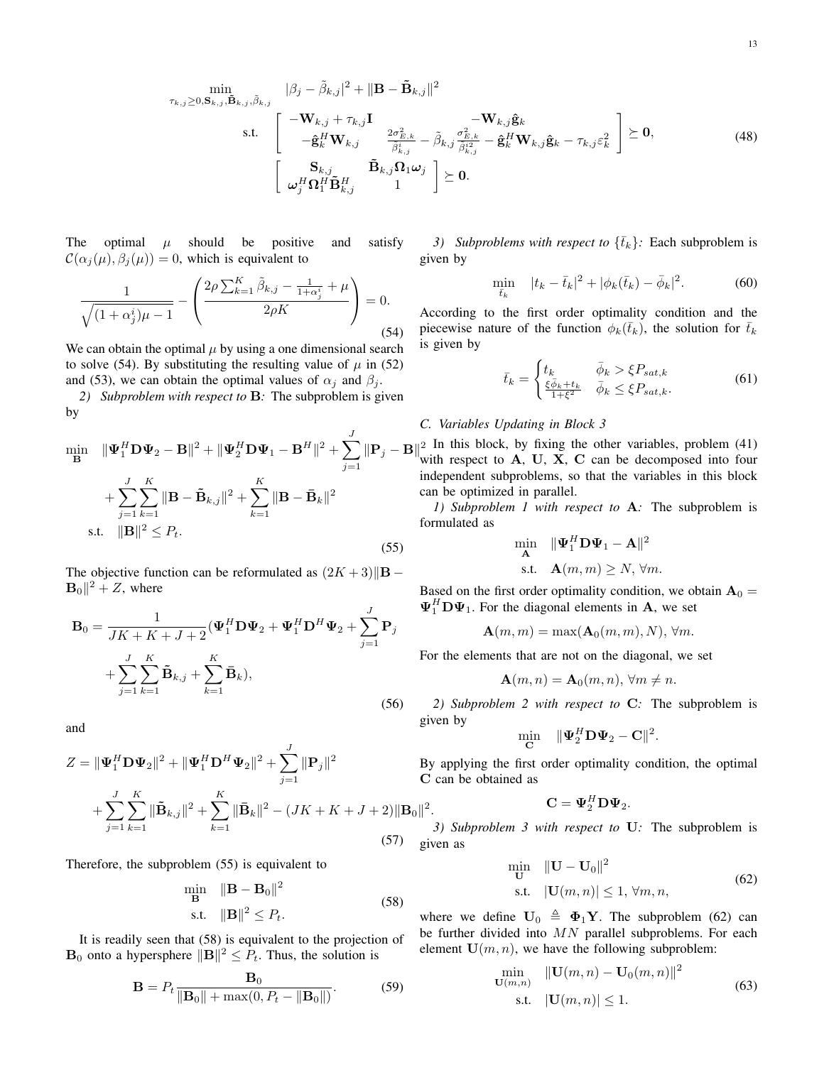$$
\begin{aligned}
\min_{\tau_{k,j}\geq 0, \mathbf{S}_{k,j}, \tilde{\mathbf{B}}_{k,j}, \tilde{\beta}_{k,j}} \quad & |\beta_j - \tilde{\beta}_{k,j}|^2 + \|\mathbf{B} - \tilde{\mathbf{B}}_{k,j}\|^2 \\
\text{s.t.} \quad & \begin{bmatrix} -\mathbf{W}_{k,j} + \tau_{k,j}\mathbf{I} & -\mathbf{W}_{k,j}\hat{\mathbf{g}}_k \\ -\hat{\mathbf{g}}_k^H \mathbf{W}_{k,j} & \frac{2\sigma_{E,k}^2}{\tilde{\beta}_{k,j}^i} - \tilde{\beta}_{k,j}\frac{\sigma_{E,k}^2}{\tilde{\beta}_{k,j}^{i2}} - \hat{\mathbf{g}}_k^H \mathbf{W}_{k,j}\hat{\mathbf{g}}_k - \tau_{k,j}\varepsilon_k^2 \end{bmatrix} \succeq \mathbf{0}, \\
& \begin{bmatrix} \mathbf{S}_{k,j} & \tilde{\mathbf{B}}_{k,j}\mathbf{\Omega}_1\boldsymbol{\omega}_j \\ \boldsymbol{\omega}_j^H \mathbf{\Omega}_1^H \tilde{\mathbf{B}}_{k,j}^H & 1 \end{bmatrix} \succeq \mathbf{0}.
\end{aligned} \tag{48}
$$

The optimal $\mu$ should be positive and satisfy $\mathcal{C}(\alpha_j(\mu), \beta_j(\mu)) = 0$, which is equivalent to

$$
\frac{1}{\sqrt{(1+\alpha_j^i)\mu - 1}} - \left( \frac{2\rho \sum_{k=1}^K \tilde{\beta}_{k,j} - \frac{1}{1+\alpha_j^i} + \mu}{2\rho K} \right) = 0. \tag{54}
$$

We can obtain the optimal $\mu$ by using a one dimensional search to solve (54). By substituting the resulting value of $\mu$ in (52) and (53), we can obtain the optimal values of $\alpha_j$ and $\beta_j$.

*2) Subproblem with respect to* $\mathbf{B}$*:* The subproblem is given by

$$
\begin{aligned}
\min_{\mathbf{B}} \quad & \|\mathbf{\Psi}_1^H \mathbf{D}\mathbf{\Psi}_2 - \mathbf{B}\|^2 + \|\mathbf{\Psi}_2^H \mathbf{D}\mathbf{\Psi}_1 - \mathbf{B}^H\|^2 + \sum_{j=1}^J \|\mathbf{P}_j - \mathbf{B}\|^2 \\
& + \sum_{j=1}^J \sum_{k=1}^K \|\mathbf{B} - \tilde{\mathbf{B}}_{k,j}\|^2 + \sum_{k=1}^K \|\mathbf{B} - \bar{\mathbf{B}}_k\|^2 \\
\text{s.t.} \quad & \|\mathbf{B}\|^2 \leq P_t.
\end{aligned} \tag{55}
$$

The objective function can be reformulated as $(2K+3)\|\mathbf{B} - \mathbf{B}_0\|^2 + Z$, where

$$
\begin{aligned}
\mathbf{B}_0 = \frac{1}{JK+K+J+2} (& \mathbf{\Psi}_1^H \mathbf{D}\mathbf{\Psi}_2 + \mathbf{\Psi}_1^H \mathbf{D}^H \mathbf{\Psi}_2 + \sum_{j=1}^J \mathbf{P}_j \\
& + \sum_{j=1}^J \sum_{k=1}^K \tilde{\mathbf{B}}_{k,j} + \sum_{k=1}^K \bar{\mathbf{B}}_k),
\end{aligned} \tag{56}
$$

and

$$
\begin{aligned}
Z = & \|\mathbf{\Psi}_1^H \mathbf{D}\mathbf{\Psi}_2\|^2 + \|\mathbf{\Psi}_1^H \mathbf{D}^H \mathbf{\Psi}_2\|^2 + \sum_{j=1}^J \|\mathbf{P}_j\|^2 \\
& + \sum_{j=1}^J \sum_{k=1}^K \|\tilde{\mathbf{B}}_{k,j}\|^2 + \sum_{k=1}^K \|\bar{\mathbf{B}}_k\|^2 - (JK+K+J+2)\|\mathbf{B}_0\|^2.
\end{aligned} \tag{57}
$$

Therefore, the subproblem (55) is equivalent to

$$
\begin{aligned}
\min_{\mathbf{B}} \quad & \|\mathbf{B} - \mathbf{B}_0\|^2 \\
\text{s.t.} \quad & \|\mathbf{B}\|^2 \leq P_t.
\end{aligned} \tag{58}
$$

It is readily seen that (58) is equivalent to the projection of $\mathbf{B}_0$ onto a hypersphere $\|\mathbf{B}\|^2 \leq P_t$. Thus, the solution is

$$
\mathbf{B} = P_t \frac{\mathbf{B}_0}{\|\mathbf{B}_0\| + \max(0, P_t - \|\mathbf{B}_0\|)}. \tag{59}
$$

*3) Subproblems with respect to* $\{\bar{t}_k\}$*:* Each subproblem is given by

$$
\min_{\bar{t}_k} \quad |t_k - \bar{t}_k|^2 + |\phi_k(\bar{t}_k) - \bar{\phi}_k|^2. \tag{60}
$$

According to the first order optimality condition and the piecewise nature of the function $\phi_k(\bar{t}_k)$, the solution for $\bar{t}_k$ is given by

$$
\bar{t}_k = \begin{cases} t_k & \bar{\phi}_k > \xi P_{sat,k} \\ \frac{\xi \bar{\phi}_k + t_k}{1+\xi^2} & \bar{\phi}_k \leq \xi P_{sat,k}. \end{cases} \tag{61}
$$

### C. Variables Updating in Block 3

In this block, by fixing the other variables, problem (41) with respect to $\mathbf{A}$, $\mathbf{U}$, $\mathbf{X}$, $\mathbf{C}$ can be decomposed into four independent subproblems, so that the variables in this block can be optimized in parallel.

*1) Subproblem 1 with respect to* $\mathbf{A}$*:* The subproblem is formulated as

$$
\begin{aligned}
\min_{\mathbf{A}} \quad & \|\mathbf{\Psi}_1^H \mathbf{D}\mathbf{\Psi}_1 - \mathbf{A}\|^2 \\
\text{s.t.} \quad & \mathbf{A}(m,m) \geq N, \ \forall m.
\end{aligned}
$$

Based on the first order optimality condition, we obtain $\mathbf{A}_0 = \mathbf{\Psi}_1^H \mathbf{D}\mathbf{\Psi}_1$. For the diagonal elements in $\mathbf{A}$, we set

$$
\mathbf{A}(m,m) = \max(\mathbf{A}_0(m,m), N), \ \forall m.
$$

For the elements that are not on the diagonal, we set

$$
\mathbf{A}(m,n) = \mathbf{A}_0(m,n), \ \forall m \neq n.
$$

*2) Subproblem 2 with respect to* $\mathbf{C}$*:* The subproblem is given by

$$
\min_{\mathbf{C}} \quad \|\mathbf{\Psi}_2^H \mathbf{D}\mathbf{\Psi}_2 - \mathbf{C}\|^2.
$$

By applying the first order optimality condition, the optimal $\mathbf{C}$ can be obtained as

$$
\mathbf{C} = \mathbf{\Psi}_2^H \mathbf{D}\mathbf{\Psi}_2.
$$

*3) Subproblem 3 with respect to* $\mathbf{U}$*:* The subproblem is given as

$$
\begin{aligned}
\min_{\mathbf{U}} \quad & \|\mathbf{U} - \mathbf{U}_0\|^2 \\
\text{s.t.} \quad & |\mathbf{U}(m,n)| \leq 1, \ \forall m, n,
\end{aligned} \tag{62}
$$

where we define $\mathbf{U}_0 \triangleq \mathbf{\Phi}_1 \mathbf{Y}$. The subproblem (62) can be further divided into $MN$ parallel subproblems. For each element $\mathbf{U}(m,n)$, we have the following subproblem:

$$
\begin{aligned}
\min_{\mathbf{U}(m,n)} \quad & \|\mathbf{U}(m,n) - \mathbf{U}_0(m,n)\|^2 \\
\text{s.t.} \quad & |\mathbf{U}(m,n)| \leq 1.
\end{aligned} \tag{63}
$$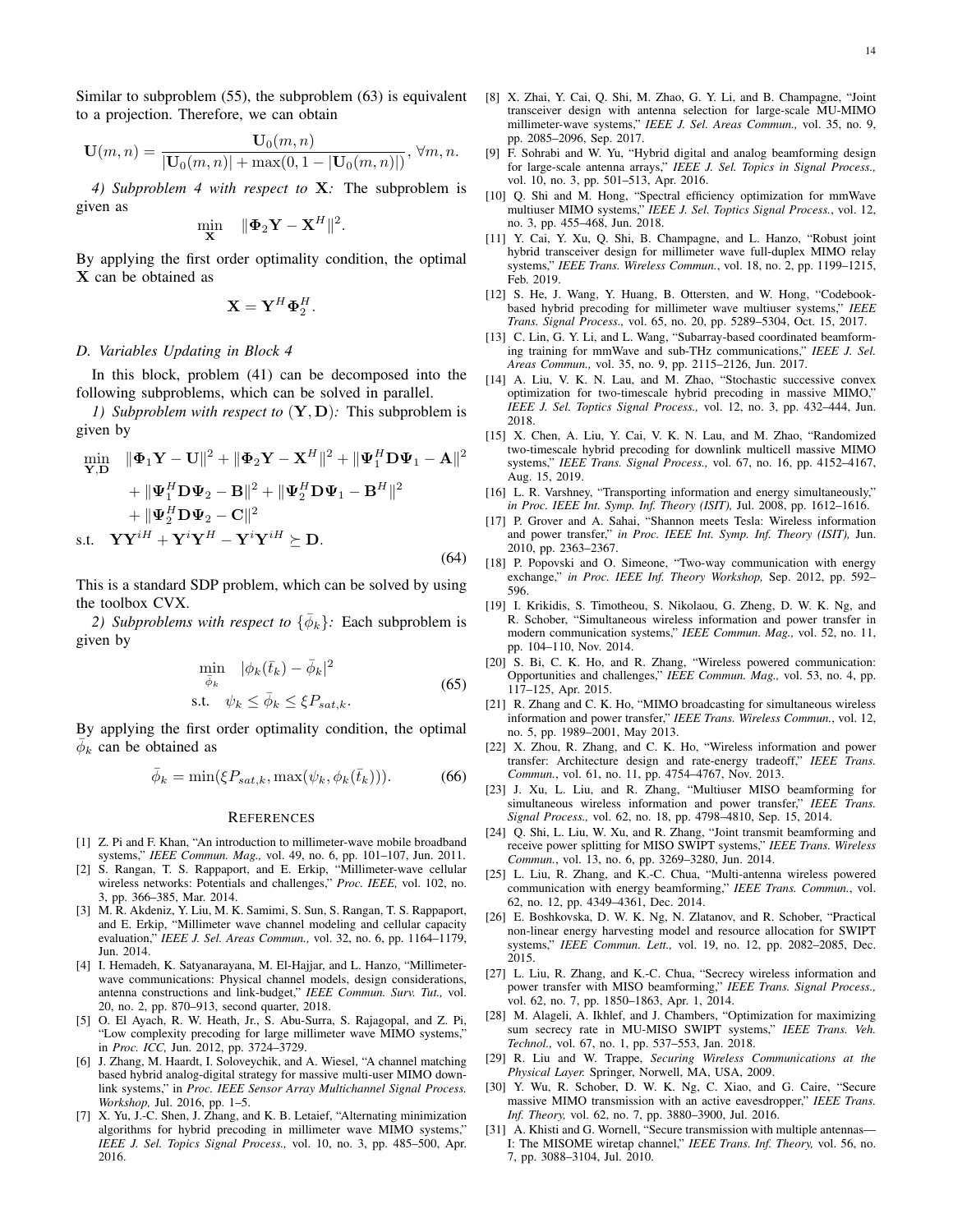Similar to subproblem (55), the subproblem (63) is equivalent to a projection. Therefore, we can obtain

$$\mathbf{U}(m,n) = \frac{\mathbf{U}_0(m,n)}{|\mathbf{U}_0(m,n)| + \max(0, 1 - |\mathbf{U}_0(m,n)|)}, \forall m, n.$$

*4) Subproblem 4 with respect to* $\mathbf{X}$*:* The subproblem is given as

$$\min_{\mathbf{X}} \quad \|\mathbf{\Phi}_2\mathbf{Y} - \mathbf{X}^H\|^2.$$

By applying the first order optimality condition, the optimal $\mathbf{X}$ can be obtained as

$$\mathbf{X} = \mathbf{Y}^H\mathbf{\Phi}_2^H.$$

### D. Variables Updating in Block 4

In this block, problem (41) can be decomposed into the following subproblems, which can be solved in parallel.

*1) Subproblem with respect to* $(\mathbf{Y}, \mathbf{D})$*:* This subproblem is given by

$$\begin{aligned}
\min_{\mathbf{Y},\mathbf{D}} \quad & \|\mathbf{\Phi}_1\mathbf{Y} - \mathbf{U}\|^2 + \|\mathbf{\Phi}_2\mathbf{Y} - \mathbf{X}^H\|^2 + \|\mathbf{\Psi}_1^H\mathbf{D}\mathbf{\Psi}_1 - \mathbf{A}\|^2 \\
& + \|\mathbf{\Psi}_1^H\mathbf{D}\mathbf{\Psi}_2 - \mathbf{B}\|^2 + \|\mathbf{\Psi}_2^H\mathbf{D}\mathbf{\Psi}_1 - \mathbf{B}^H\|^2 \\
& + \|\mathbf{\Psi}_2^H\mathbf{D}\mathbf{\Psi}_2 - \mathbf{C}\|^2 \\
\text{s.t.} \quad & \mathbf{Y}\mathbf{Y}^{iH} + \mathbf{Y}^i\mathbf{Y}^H - \mathbf{Y}^i\mathbf{Y}^{iH} \succeq \mathbf{D}.
\end{aligned} \tag{64}$$

This is a standard SDP problem, which can be solved by using the toolbox CVX.

*2) Subproblems with respect to* $\{\bar{\phi}_k\}$*:* Each subproblem is given by

$$\begin{aligned}
\min_{\bar{\phi}_k} \quad & |\phi_k(\bar{t}_k) - \bar{\phi}_k|^2 \\
\text{s.t.} \quad & \psi_k \leq \bar{\phi}_k \leq \xi P_{sat,k}.
\end{aligned} \tag{65}$$

By applying the first order optimality condition, the optimal $\bar{\phi}_k$ can be obtained as

$$\bar{\phi}_k = \min(\xi P_{sat,k}, \max(\psi_k, \phi_k(\bar{t}_k))). \tag{66}$$

## References

[1] Z. Pi and F. Khan, "An introduction to millimeter-wave mobile broadband systems," *IEEE Commun. Mag.,* vol. 49, no. 6, pp. 101–107, Jun. 2011.

[2] S. Rangan, T. S. Rappaport, and E. Erkip, "Millimeter-wave cellular wireless networks: Potentials and challenges," *Proc. IEEE,* vol. 102, no. 3, pp. 366–385, Mar. 2014.

[3] M. R. Akdeniz, Y. Liu, M. K. Samimi, S. Sun, S. Rangan, T. S. Rappaport, and E. Erkip, "Millimeter wave channel modeling and cellular capacity evaluation," *IEEE J. Sel. Areas Commun.,* vol. 32, no. 6, pp. 1164–1179, Jun. 2014.

[4] I. Hemadeh, K. Satyanarayana, M. El-Hajjar, and L. Hanzo, "Millimeter-wave communications: Physical channel models, design considerations, antenna constructions and link-budget," *IEEE Commun. Surv. Tut.,* vol. 20, no. 2, pp. 870–913, second quarter, 2018.

[5] O. El Ayach, R. W. Heath, Jr., S. Abu-Surra, S. Rajagopal, and Z. Pi, "Low complexity precoding for large millimeter wave MIMO systems," in *Proc. ICC,* Jun. 2012, pp. 3724–3729.

[6] J. Zhang, M. Haardt, I. Soloveychik, and A. Wiesel, "A channel matching based hybrid analog-digital strategy for massive multi-user MIMO downlink systems," in *Proc. IEEE Sensor Array Multichannel Signal Process. Workshop,* Jul. 2016, pp. 1–5.

[7] X. Yu, J.-C. Shen, J. Zhang, and K. B. Letaief, "Alternating minimization algorithms for hybrid precoding in millimeter wave MIMO systems," *IEEE J. Sel. Topics Signal Process.,* vol. 10, no. 3, pp. 485–500, Apr. 2016.

[8] X. Zhai, Y. Cai, Q. Shi, M. Zhao, G. Y. Li, and B. Champagne, "Joint transceiver design with antenna selection for large-scale MU-MIMO millimeter-wave systems," *IEEE J. Sel. Areas Commun.,* vol. 35, no. 9, pp. 2085–2096, Sep. 2017.

[9] F. Sohrabi and W. Yu, "Hybrid digital and analog beamforming design for large-scale antenna arrays," *IEEE J. Sel. Topics in Signal Process.,* vol. 10, no. 3, pp. 501–513, Apr. 2016.

[10] Q. Shi and M. Hong, "Spectral efficiency optimization for mmWave multiuser MIMO systems," *IEEE J. Sel. Toptics Signal Process.*, vol. 12, no. 3, pp. 455–468, Jun. 2018.

[11] Y. Cai, Y. Xu, Q. Shi, B. Champagne, and L. Hanzo, "Robust joint hybrid transceiver design for millimeter wave full-duplex MIMO relay systems," *IEEE Trans. Wireless Commun.*, vol. 18, no. 2, pp. 1199–1215, Feb. 2019.

[12] S. He, J. Wang, Y. Huang, B. Ottersten, and W. Hong, "Codebook-based hybrid precoding for millimeter wave multiuser systems," *IEEE Trans. Signal Process.,* vol. 65, no. 20, pp. 5289–5304, Oct. 15, 2017.

[13] C. Lin, G. Y. Li, and L. Wang, "Subarray-based coordinated beamforming training for mmWave and sub-THz communications," *IEEE J. Sel. Areas Commun.,* vol. 35, no. 9, pp. 2115–2126, Jun. 2017.

[14] A. Liu, V. K. N. Lau, and M. Zhao, "Stochastic successive convex optimization for two-timescale hybrid precoding in massive MIMO," *IEEE J. Sel. Toptics Signal Process.,* vol. 12, no. 3, pp. 432–444, Jun. 2018.

[15] X. Chen, A. Liu, Y. Cai, V. K. N. Lau, and M. Zhao, "Randomized two-timescale hybrid precoding for downlink multicell massive MIMO systems," *IEEE Trans. Signal Process.,* vol. 67, no. 16, pp. 4152–4167, Aug. 15, 2019.

[16] L. R. Varshney, "Transporting information and energy simultaneously," *in Proc. IEEE Int. Symp. Inf. Theory (ISIT),* Jul. 2008, pp. 1612–1616.

[17] P. Grover and A. Sahai, "Shannon meets Tesla: Wireless information and power transfer," *in Proc. IEEE Int. Symp. Inf. Theory (ISIT),* Jun. 2010, pp. 2363–2367.

[18] P. Popovski and O. Simeone, "Two-way communication with energy exchange," *in Proc. IEEE Inf. Theory Workshop,* Sep. 2012, pp. 592–596.

[19] I. Krikidis, S. Timotheou, S. Nikolaou, G. Zheng, D. W. K. Ng, and R. Schober, "Simultaneous wireless information and power transfer in modern communication systems," *IEEE Commun. Mag.,* vol. 52, no. 11, pp. 104–110, Nov. 2014.

[20] S. Bi, C. K. Ho, and R. Zhang, "Wireless powered communication: Opportunities and challenges," *IEEE Commun. Mag.,* vol. 53, no. 4, pp. 117–125, Apr. 2015.

[21] R. Zhang and C. K. Ho, "MIMO broadcasting for simultaneous wireless information and power transfer," *IEEE Trans. Wireless Commun.*, vol. 12, no. 5, pp. 1989–2001, May 2013.

[22] X. Zhou, R. Zhang, and C. K. Ho, "Wireless information and power transfer: Architecture design and rate-energy tradeoff," *IEEE Trans. Commun.*, vol. 61, no. 11, pp. 4754–4767, Nov. 2013.

[23] J. Xu, L. Liu, and R. Zhang, "Multiuser MISO beamforming for simultaneous wireless information and power transfer," *IEEE Trans. Signal Process.,* vol. 62, no. 18, pp. 4798–4810, Sep. 15, 2014.

[24] Q. Shi, L. Liu, W. Xu, and R. Zhang, "Joint transmit beamforming and receive power splitting for MISO SWIPT systems," *IEEE Trans. Wireless Commun.*, vol. 13, no. 6, pp. 3269–3280, Jun. 2014.

[25] L. Liu, R. Zhang, and K.-C. Chua, "Multi-antenna wireless powered communication with energy beamforming," *IEEE Trans. Commun.*, vol. 62, no. 12, pp. 4349–4361, Dec. 2014.

[26] E. Boshkovska, D. W. K. Ng, N. Zlatanov, and R. Schober, "Practical non-linear energy harvesting model and resource allocation for SWIPT systems," *IEEE Commun. Lett.,* vol. 19, no. 12, pp. 2082–2085, Dec. 2015.

[27] L. Liu, R. Zhang, and K.-C. Chua, "Secrecy wireless information and power transfer with MISO beamforming," *IEEE Trans. Signal Process.,* vol. 62, no. 7, pp. 1850–1863, Apr. 1, 2014.

[28] M. Alageli, A. Ikhlef, and J. Chambers, "Optimization for maximizing sum secrecy rate in MU-MISO SWIPT systems," *IEEE Trans. Veh. Technol.,* vol. 67, no. 1, pp. 537–553, Jan. 2018.

[29] R. Liu and W. Trappe, *Securing Wireless Communications at the Physical Layer.* Springer, Norwell, MA, USA, 2009.

[30] Y. Wu, R. Schober, D. W. K. Ng, C. Xiao, and G. Caire, "Secure massive MIMO transmission with an active eavesdropper," *IEEE Trans. Inf. Theory,* vol. 62, no. 7, pp. 3880–3900, Jul. 2016.

[31] A. Khisti and G. Wornell, "Secure transmission with multiple antennas—I: The MISOME wiretap channel," *IEEE Trans. Inf. Theory,* vol. 56, no. 7, pp. 3088–3104, Jul. 2010.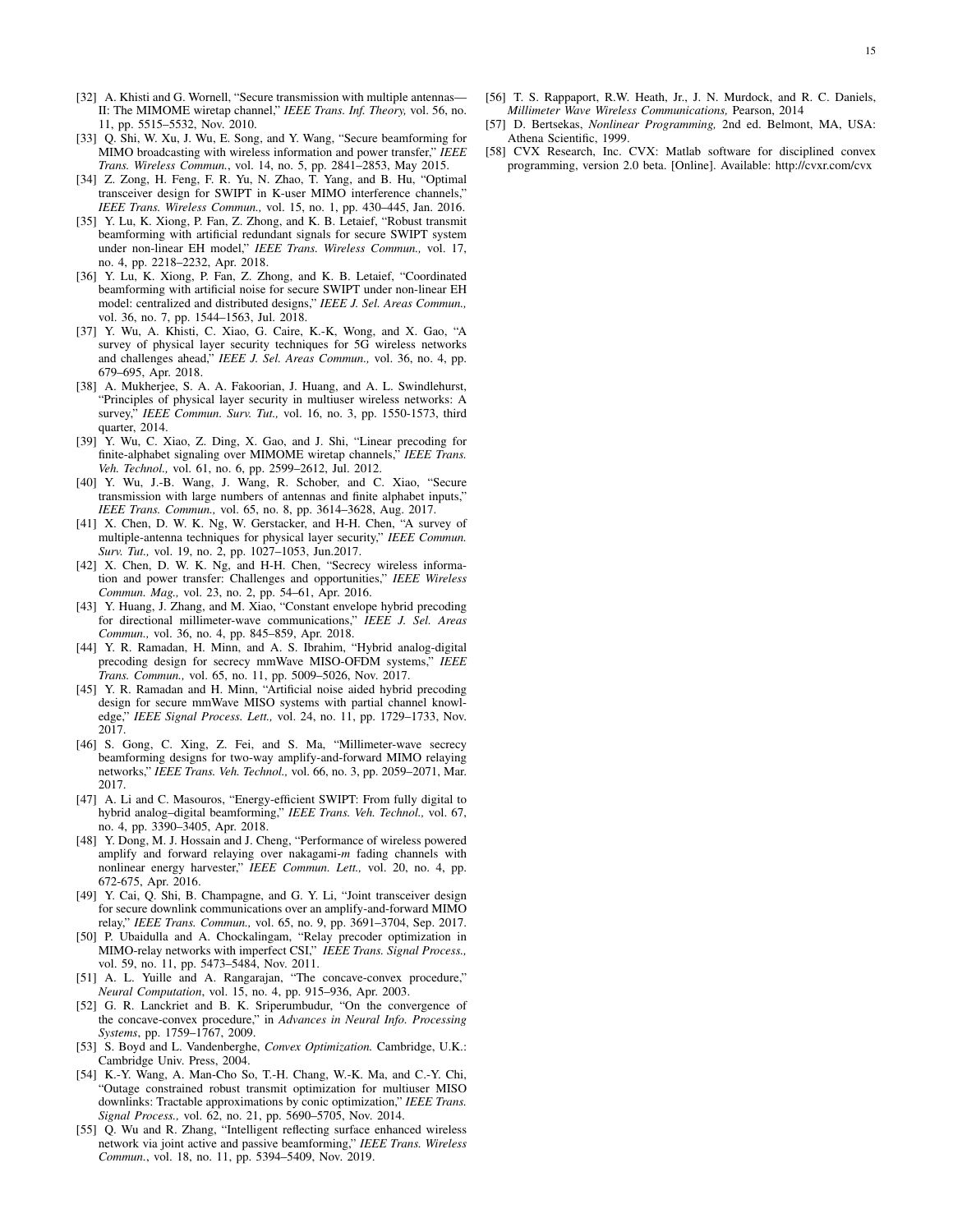[32] A. Khisti and G. Wornell, "Secure transmission with multiple antennas—II: The MIMOME wiretap channel," *IEEE Trans. Inf. Theory,* vol. 56, no. 11, pp. 5515–5532, Nov. 2010.

[33] Q. Shi, W. Xu, J. Wu, E. Song, and Y. Wang, "Secure beamforming for MIMO broadcasting with wireless information and power transfer," *IEEE Trans. Wireless Commun.*, vol. 14, no. 5, pp. 2841–2853, May 2015.

[34] Z. Zong, H. Feng, F. R. Yu, N. Zhao, T. Yang, and B. Hu, "Optimal transceiver design for SWIPT in K-user MIMO interference channels," *IEEE Trans. Wireless Commun.,* vol. 15, no. 1, pp. 430–445, Jan. 2016.

[35] Y. Lu, K. Xiong, P. Fan, Z. Zhong, and K. B. Letaief, "Robust transmit beamforming with artificial redundant signals for secure SWIPT system under non-linear EH model," *IEEE Trans. Wireless Commun.,* vol. 17, no. 4, pp. 2218–2232, Apr. 2018.

[36] Y. Lu, K. Xiong, P. Fan, Z. Zhong, and K. B. Letaief, "Coordinated beamforming with artificial noise for secure SWIPT under non-linear EH model: centralized and distributed designs," *IEEE J. Sel. Areas Commun.,* vol. 36, no. 7, pp. 1544–1563, Jul. 2018.

[37] Y. Wu, A. Khisti, C. Xiao, G. Caire, K.-K, Wong, and X. Gao, "A survey of physical layer security techniques for 5G wireless networks and challenges ahead," *IEEE J. Sel. Areas Commun.,* vol. 36, no. 4, pp. 679–695, Apr. 2018.

[38] A. Mukherjee, S. A. A. Fakoorian, J. Huang, and A. L. Swindlehurst, "Principles of physical layer security in multiuser wireless networks: A survey," *IEEE Commun. Surv. Tut.,* vol. 16, no. 3, pp. 1550-1573, third quarter, 2014.

[39] Y. Wu, C. Xiao, Z. Ding, X. Gao, and J. Shi, "Linear precoding for finite-alphabet signaling over MIMOME wiretap channels," *IEEE Trans. Veh. Technol.,* vol. 61, no. 6, pp. 2599–2612, Jul. 2012.

[40] Y. Wu, J.-B. Wang, J. Wang, R. Schober, and C. Xiao, "Secure transmission with large numbers of antennas and finite alphabet inputs," *IEEE Trans. Commun.,* vol. 65, no. 8, pp. 3614–3628, Aug. 2017.

[41] X. Chen, D. W. K. Ng, W. Gerstacker, and H-H. Chen, "A survey of multiple-antenna techniques for physical layer security," *IEEE Commun. Surv. Tut.,* vol. 19, no. 2, pp. 1027–1053, Jun.2017.

[42] X. Chen, D. W. K. Ng, and H-H. Chen, "Secrecy wireless information and power transfer: Challenges and opportunities," *IEEE Wireless Commun. Mag.,* vol. 23, no. 2, pp. 54–61, Apr. 2016.

[43] Y. Huang, J. Zhang, and M. Xiao, "Constant envelope hybrid precoding for directional millimeter-wave communications," *IEEE J. Sel. Areas Commun.,* vol. 36, no. 4, pp. 845–859, Apr. 2018.

[44] Y. R. Ramadan, H. Minn, and A. S. Ibrahim, "Hybrid analog-digital precoding design for secrecy mmWave MISO-OFDM systems," *IEEE Trans. Commun.,* vol. 65, no. 11, pp. 5009–5026, Nov. 2017.

[45] Y. R. Ramadan and H. Minn, "Artificial noise aided hybrid precoding design for secure mmWave MISO systems with partial channel knowledge," *IEEE Signal Process. Lett.,* vol. 24, no. 11, pp. 1729–1733, Nov. 2017.

[46] S. Gong, C. Xing, Z. Fei, and S. Ma, "Millimeter-wave secrecy beamforming designs for two-way amplify-and-forward MIMO relaying networks," *IEEE Trans. Veh. Technol.,* vol. 66, no. 3, pp. 2059–2071, Mar. 2017.

[47] A. Li and C. Masouros, "Energy-efficient SWIPT: From fully digital to hybrid analog–digital beamforming," *IEEE Trans. Veh. Technol.,* vol. 67, no. 4, pp. 3390–3405, Apr. 2018.

[48] Y. Dong, M. J. Hossain and J. Cheng, "Performance of wireless powered amplify and forward relaying over nakagami-*m* fading channels with nonlinear energy harvester," *IEEE Commun. Lett.,* vol. 20, no. 4, pp. 672-675, Apr. 2016.

[49] Y. Cai, Q. Shi, B. Champagne, and G. Y. Li, "Joint transceiver design for secure downlink communications over an amplify-and-forward MIMO relay," *IEEE Trans. Commun.,* vol. 65, no. 9, pp. 3691–3704, Sep. 2017.

[50] P. Ubaidulla and A. Chockalingam, "Relay precoder optimization in MIMO-relay networks with imperfect CSI," *IEEE Trans. Signal Process.,* vol. 59, no. 11, pp. 5473–5484, Nov. 2011.

[51] A. L. Yuille and A. Rangarajan, "The concave-convex procedure," *Neural Computation*, vol. 15, no. 4, pp. 915–936, Apr. 2003.

[52] G. R. Lanckriet and B. K. Sriperumbudur, "On the convergence of the concave-convex procedure," in *Advances in Neural Info. Processing Systems*, pp. 1759–1767, 2009.

[53] S. Boyd and L. Vandenberghe, *Convex Optimization.* Cambridge, U.K.: Cambridge Univ. Press, 2004.

[54] K.-Y. Wang, A. Man-Cho So, T.-H. Chang, W.-K. Ma, and C.-Y. Chi, "Outage constrained robust transmit optimization for multiuser MISO downlinks: Tractable approximations by conic optimization," *IEEE Trans. Signal Process.,* vol. 62, no. 21, pp. 5690–5705, Nov. 2014.

[55] Q. Wu and R. Zhang, "Intelligent reflecting surface enhanced wireless network via joint active and passive beamforming," *IEEE Trans. Wireless Commun.*, vol. 18, no. 11, pp. 5394–5409, Nov. 2019.

[56] T. S. Rappaport, R.W. Heath, Jr., J. N. Murdock, and R. C. Daniels, *Millimeter Wave Wireless Communications,* Pearson, 2014

[57] D. Bertsekas, *Nonlinear Programming,* 2nd ed. Belmont, MA, USA: Athena Scientific, 1999.

[58] CVX Research, Inc. CVX: Matlab software for disciplined convex programming, version 2.0 beta. [Online]. Available: http://cvxr.com/cvx